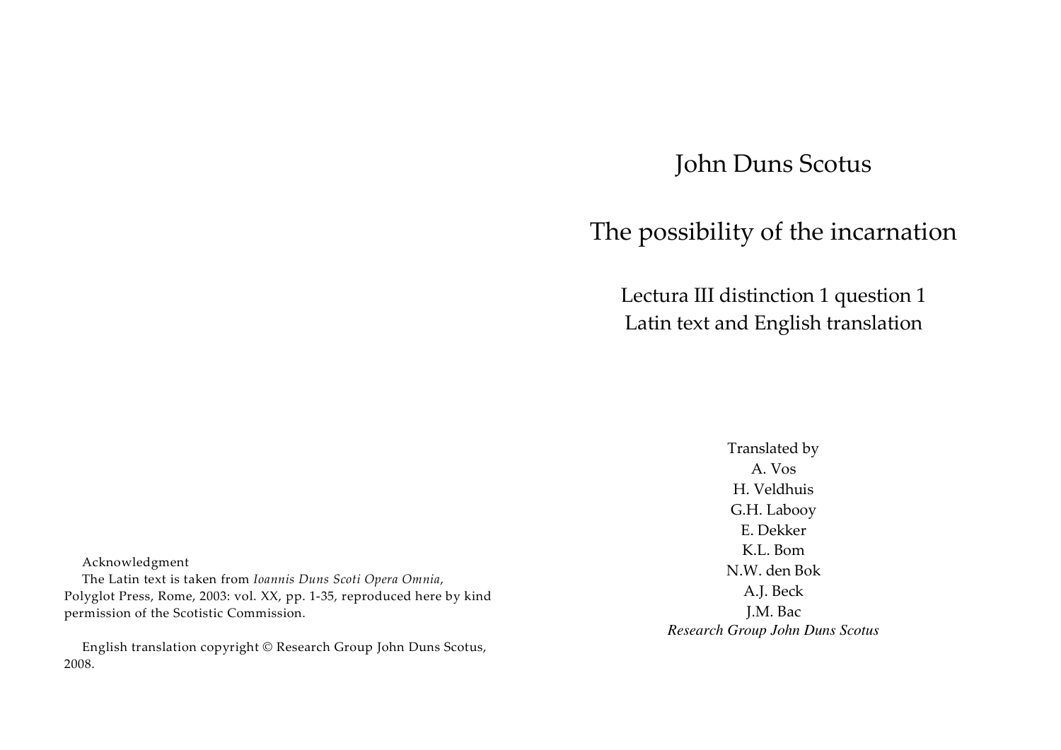# John Duns Scotus

## The possibility of the incarnation

### Lectura III distinction 1 question 1
### Latin text and English translation

Translated by
A. Vos
H. Veldhuis
G.H. Labooy
E. Dekker
K.L. Bom
N.W. den Bok
A.J. Beck
J.M. Bac
*Research Group John Duns Scotus*

Acknowledgment

The Latin text is taken from *Ioannis Duns Scoti Opera Omnia*, Polyglot Press, Rome, 2003: vol. XX, pp. 1-35, reproduced here by kind permission of the Scotistic Commission.

English translation copyright © Research Group John Duns Scotus, 2008.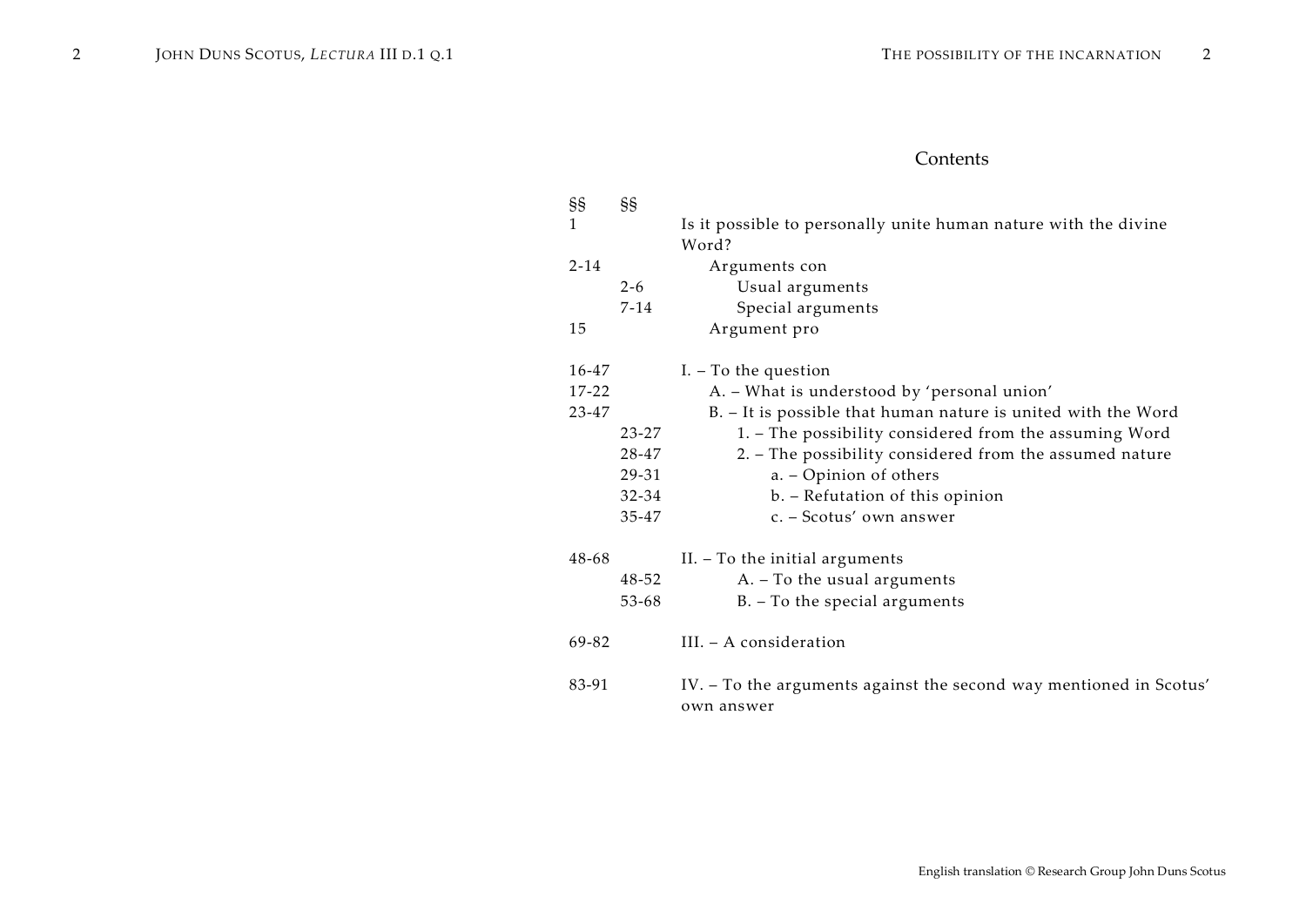## Contents

| §§ | §§ | |
|---|---|---|
| 1 | | Is it possible to personally unite human nature with the divine Word? |
| 2-14 | | Arguments con |
| | 2-6 | Usual arguments |
| | 7-14 | Special arguments |
| 15 | | Argument pro |
| 16-47 | | I. – To the question |
| 17-22 | | A. – What is understood by 'personal union' |
| 23-47 | | B. – It is possible that human nature is united with the Word |
| | 23-27 | 1. – The possibility considered from the assuming Word |
| | 28-47 | 2. – The possibility considered from the assumed nature |
| | 29-31 | a. – Opinion of others |
| | 32-34 | b. – Refutation of this opinion |
| | 35-47 | c. – Scotus' own answer |
| 48-68 | | II. – To the initial arguments |
| | 48-52 | A. – To the usual arguments |
| | 53-68 | B. – To the special arguments |
| 69-82 | | III. – A consideration |
| 83-91 | | IV. – To the arguments against the second way mentioned in Scotus' own answer |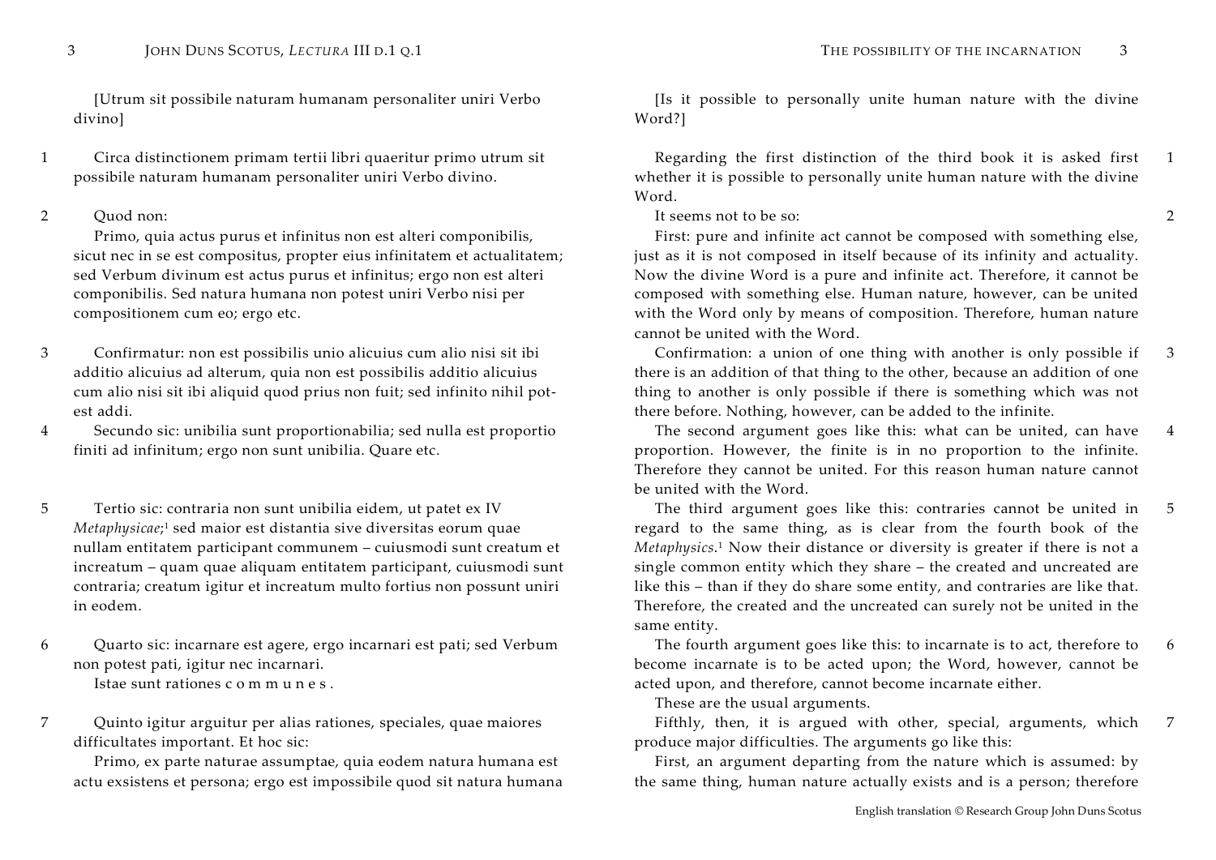[Utrum sit possibile naturam humanam personaliter uniri Verbo divino]

1 Circa distinctionem primam tertii libri quaeritur primo utrum sit possibile naturam humanam personaliter uniri Verbo divino.

2 Quod non:

Primo, quia actus purus et infinitus non est alteri componibilis, sicut nec in se est compositus, propter eius infinitatem et actualitatem; sed Verbum divinum est actus purus et infinitus; ergo non est alteri componibilis. Sed natura humana non potest uniri Verbo nisi per compositionem cum eo; ergo etc.

3 Confirmatur: non est possibilis unio alicuius cum alio nisi sit ibi additio alicuius ad alterum, quia non est possibilis additio alicuius cum alio nisi sit ibi aliquid quod prius non fuit; sed infinito nihil potest addi.

4 Secundo sic: unibilia sunt proportionabilia; sed nulla est proportio finiti ad infinitum; ergo non sunt unibilia. Quare etc.

5 Tertio sic: contraria non sunt unibilia eidem, ut patet ex IV *Metaphysicae*;[1] sed maior est distantia sive diversitas eorum quae nullam entitatem participant communem – cuiusmodi sunt creatum et increatum – quam quae aliquam entitatem participant, cuiusmodi sunt contraria; creatum igitur et increatum multo fortius non possunt uniri in eodem.

6 Quarto sic: incarnare est agere, ergo incarnari est pati; sed Verbum non potest pati, igitur nec incarnari.

Istae sunt rationes c o m m u n e s .

7 Quinto igitur arguitur per alias rationes, speciales, quae maiores difficultates important. Et hoc sic:

Primo, ex parte naturae assumptae, quia eodem natura humana est actu exsistens et persona; ergo est impossibile quod sit natura humana

---

[Is it possible to personally unite human nature with the divine Word?]

1 Regarding the first distinction of the third book it is asked first whether it is possible to personally unite human nature with the divine Word.

2 It seems not to be so:

First: pure and infinite act cannot be composed with something else, just as it is not composed in itself because of its infinity and actuality. Now the divine Word is a pure and infinite act. Therefore, it cannot be composed with something else. Human nature, however, can be united with the Word only by means of composition. Therefore, human nature cannot be united with the Word.

3 Confirmation: a union of one thing with another is only possible if there is an addition of that thing to the other, because an addition of one thing to another is only possible if there is something which was not there before. Nothing, however, can be added to the infinite.

4 The second argument goes like this: what can be united, can have proportion. However, the finite is in no proportion to the infinite. Therefore they cannot be united. For this reason human nature cannot be united with the Word.

5 The third argument goes like this: contraries cannot be united in regard to the same thing, as is clear from the fourth book of the *Metaphysics*.[1] Now their distance or diversity is greater if there is not a single common entity which they share – the created and uncreated are like this – than if they do share some entity, and contraries are like that. Therefore, the created and the uncreated can surely not be united in the same entity.

6 The fourth argument goes like this: to incarnate is to act, therefore to become incarnate is to be acted upon; the Word, however, cannot be acted upon, and therefore, cannot become incarnate either.

These are the usual arguments.

7 Fifthly, then, it is argued with other, special, arguments, which produce major difficulties. The arguments go like this:

First, an argument departing from the nature which is assumed: by the same thing, human nature actually exists and is a person; therefore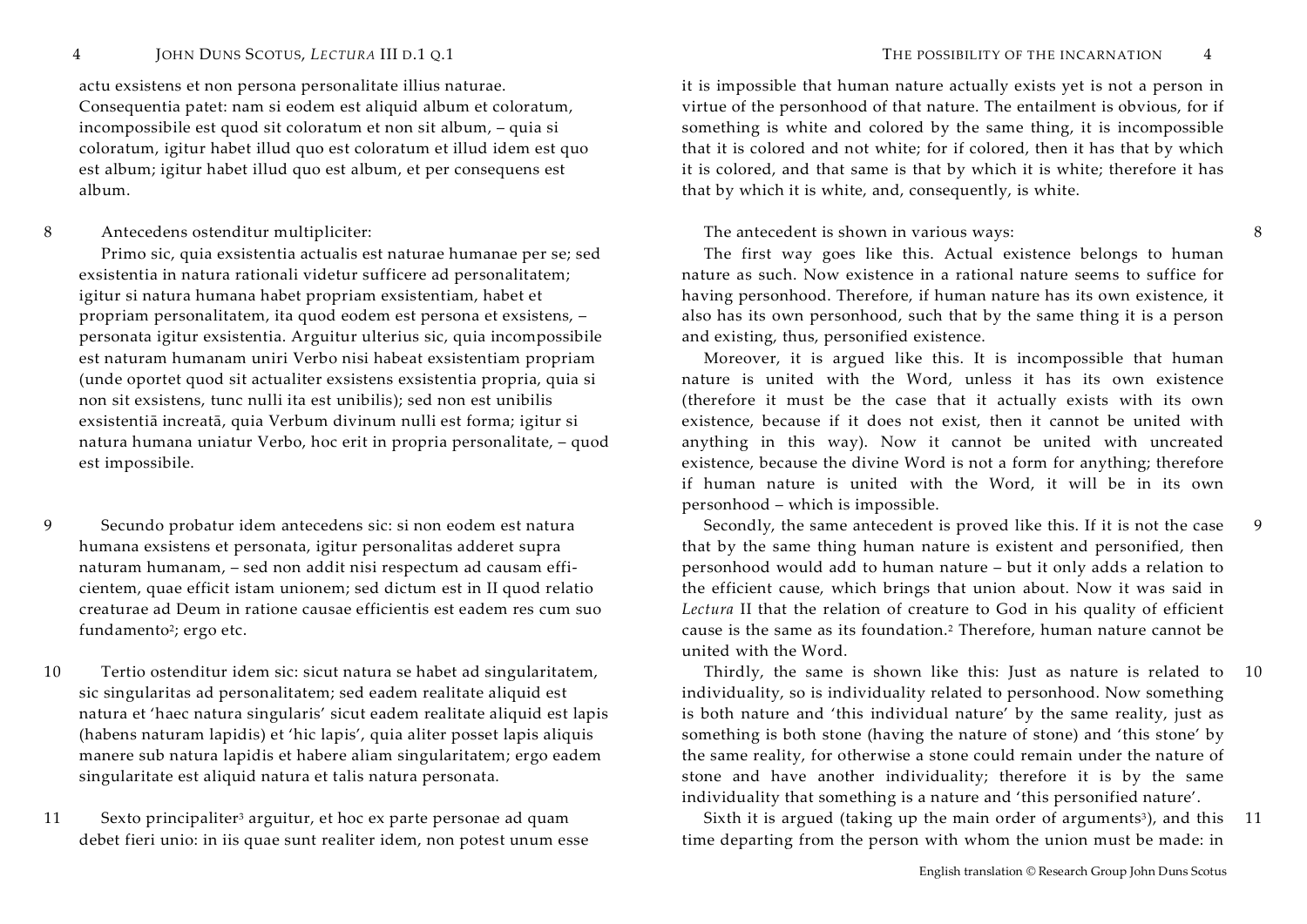actu exsistens et non persona personalitate illius naturae. Consequentia patet: nam si eodem est aliquid album et coloratum, incompossibile est quod sit coloratum et non sit album, – quia si coloratum, igitur habet illud quo est coloratum et illud idem est quo est album; igitur habet illud quo est album, et per consequens est album.

8 Antecedens ostenditur multipliciter:

Primo sic, quia exsistentia actualis est naturae humanae per se; sed exsistentia in natura rationali videtur sufficere ad personalitatem; igitur si natura humana habet propriam exsistentiam, habet et propriam personalitatem, ita quod eodem est persona et exsistens, – personata igitur exsistentia. Arguitur ulterius sic, quia incompossibile est naturam humanam uniri Verbo nisi habeat exsistentiam propriam (unde oportet quod sit actualiter exsistens exsistentia propria, quia si non sit exsistens, tunc nulli ita est unibilis); sed non est unibilis exsistentiā increatā, quia Verbum divinum nulli est forma; igitur si natura humana uniatur Verbo, hoc erit in propria personalitate, – quod est impossibile.

9 Secundo probatur idem antecedens sic: si non eodem est natura humana exsistens et personata, igitur personalitas adderet supra naturam humanam, – sed non addit nisi respectum ad causam efficientem, quae efficit istam unionem; sed dictum est in II quod relatio creaturae ad Deum in ratione causae efficientis est eadem res cum suo fundamento[2]; ergo etc.

10 Tertio ostenditur idem sic: sicut natura se habet ad singularitatem, sic singularitas ad personalitatem; sed eadem realitate aliquid est natura et 'haec natura singularis' sicut eadem realitate aliquid est lapis (habens naturam lapidis) et 'hic lapis', quia aliter posset lapis aliquis manere sub natura lapidis et habere aliam singularitatem; ergo eadem singularitate est aliquid natura et talis natura personata.

11 Sexto principaliter[3] arguitur, et hoc ex parte personae ad quam debet fieri unio: in iis quae sunt realiter idem, non potest unum esse

---

it is impossible that human nature actually exists yet is not a person in virtue of the personhood of that nature. The entailment is obvious, for if something is white and colored by the same thing, it is incompossible that it is colored and not white; for if colored, then it has that by which it is colored, and that same is that by which it is white; therefore it has that by which it is white, and, consequently, is white.

8 The antecedent is shown in various ways:

The first way goes like this. Actual existence belongs to human nature as such. Now existence in a rational nature seems to suffice for having personhood. Therefore, if human nature has its own existence, it also has its own personhood, such that by the same thing it is a person and existing, thus, personified existence.

Moreover, it is argued like this. It is incompossible that human nature is united with the Word, unless it has its own existence (therefore it must be the case that it actually exists with its own existence, because if it does not exist, then it cannot be united with anything in this way). Now it cannot be united with uncreated existence, because the divine Word is not a form for anything; therefore if human nature is united with the Word, it will be in its own personhood – which is impossible.

9 Secondly, the same antecedent is proved like this. If it is not the case that by the same thing human nature is existent and personified, then personhood would add to human nature – but it only adds a relation to the efficient cause, which brings that union about. Now it was said in *Lectura* II that the relation of creature to God in his quality of efficient cause is the same as its foundation.[2] Therefore, human nature cannot be united with the Word.

10 Thirdly, the same is shown like this: Just as nature is related to individuality, so is individuality related to personhood. Now something is both nature and 'this individual nature' by the same reality, just as something is both stone (having the nature of stone) and 'this stone' by the same reality, for otherwise a stone could remain under the nature of stone and have another individuality; therefore it is by the same individuality that something is a nature and 'this personified nature'.

11 Sixth it is argued (taking up the main order of arguments[3]), and this time departing from the person with whom the union must be made: in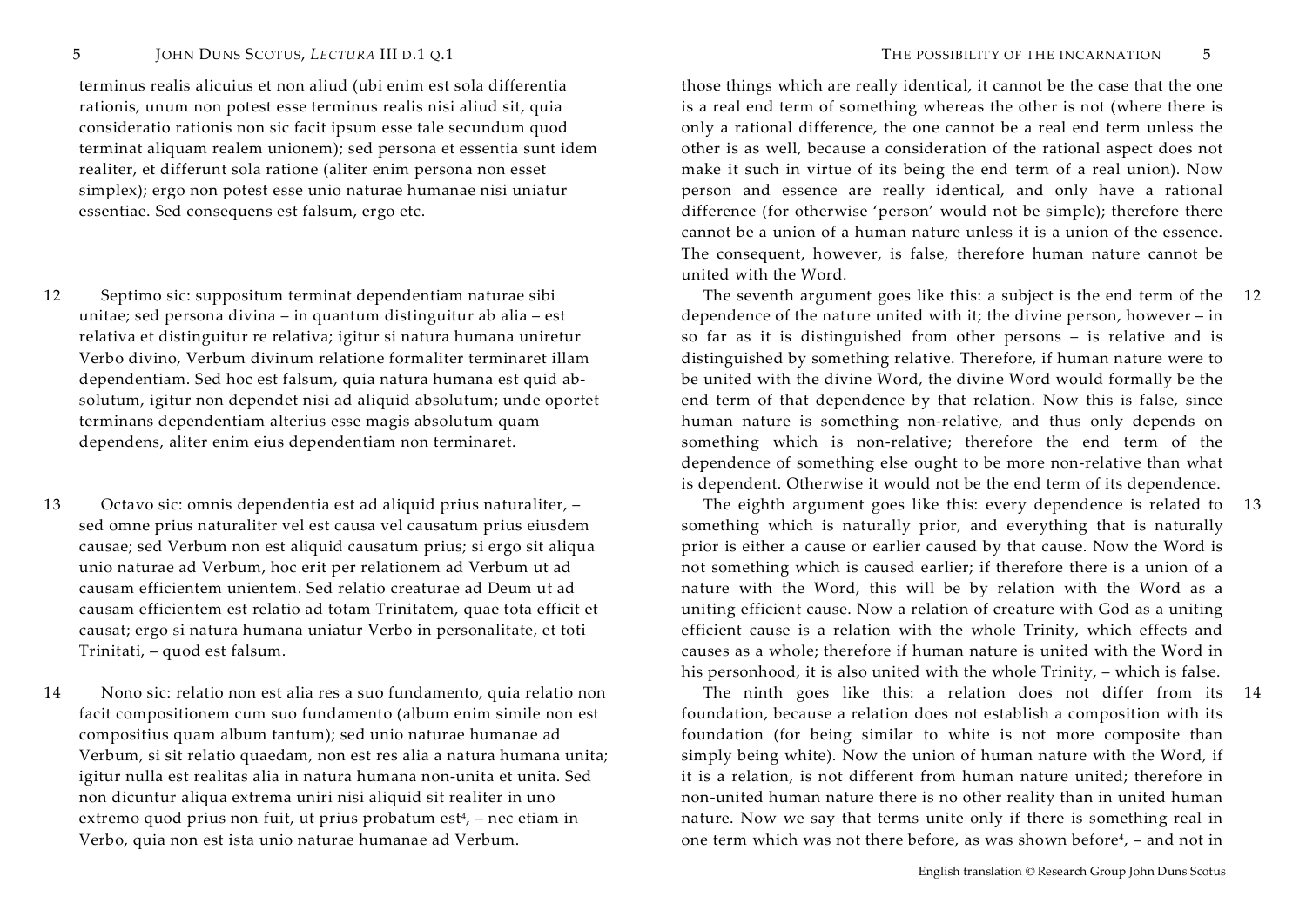terminus realis alicuius et non aliud (ubi enim est sola differentia rationis, unum non potest esse terminus realis nisi aliud sit, quia consideratio rationis non sic facit ipsum esse tale secundum quod terminat aliquam realem unionem); sed persona et essentia sunt idem realiter, et differunt sola ratione (aliter enim persona non esset simplex); ergo non potest esse unio naturae humanae nisi uniatur essentiae. Sed consequens est falsum, ergo etc.

12 Septimo sic: suppositum terminat dependentiam naturae sibi unitae; sed persona divina – in quantum distinguitur ab alia – est relativa et distinguitur re relativa; igitur si natura humana uniretur Verbo divino, Verbum divinum relatione formaliter terminaret illam dependentiam. Sed hoc est falsum, quia natura humana est quid absolutum, igitur non dependet nisi ad aliquid absolutum; unde oportet terminans dependentiam alterius esse magis absolutum quam dependens, aliter enim eius dependentiam non terminaret.

13 Octavo sic: omnis dependentia est ad aliquid prius naturaliter, – sed omne prius naturaliter vel est causa vel causatum prius eiusdem causae; sed Verbum non est aliquid causatum prius; si ergo sit aliqua unio naturae ad Verbum, hoc erit per relationem ad Verbum ut ad causam efficientem unientem. Sed relatio creaturae ad Deum ut ad causam efficientem est relatio ad totam Trinitatem, quae tota efficit et causat; ergo si natura humana uniatur Verbo in personalitate, et toti Trinitati, – quod est falsum.

14 Nono sic: relatio non est alia res a suo fundamento, quia relatio non facit compositionem cum suo fundamento (album enim simile non est compositius quam album tantum); sed unio naturae humanae ad Verbum, si sit relatio quaedam, non est res alia a natura humana unita; igitur nulla est realitas alia in natura humana non-unita et unita. Sed non dicuntur aliqua extrema uniri nisi aliquid sit realiter in uno extremo quod prius non fuit, ut prius probatum est[4], – nec etiam in Verbo, quia non est ista unio naturae humanae ad Verbum.

those things which are really identical, it cannot be the case that the one is a real end term of something whereas the other is not (where there is only a rational difference, the one cannot be a real end term unless the other is as well, because a consideration of the rational aspect does not make it such in virtue of its being the end term of a real union). Now person and essence are really identical, and only have a rational difference (for otherwise 'person' would not be simple); therefore there cannot be a union of a human nature unless it is a union of the essence. The consequent, however, is false, therefore human nature cannot be united with the Word.

12 The seventh argument goes like this: a subject is the end term of the dependence of the nature united with it; the divine person, however – in so far as it is distinguished from other persons – is relative and is distinguished by something relative. Therefore, if human nature were to be united with the divine Word, the divine Word would formally be the end term of that dependence by that relation. Now this is false, since human nature is something non-relative, and thus only depends on something which is non-relative; therefore the end term of the dependence of something else ought to be more non-relative than what is dependent. Otherwise it would not be the end term of its dependence.

13 The eighth argument goes like this: every dependence is related to something which is naturally prior, and everything that is naturally prior is either a cause or earlier caused by that cause. Now the Word is not something which is caused earlier; if therefore there is a union of a nature with the Word, this will be by relation with the Word as a uniting efficient cause. Now a relation of creature with God as a uniting efficient cause is a relation with the whole Trinity, which effects and causes as a whole; therefore if human nature is united with the Word in his personhood, it is also united with the whole Trinity, – which is false.

14 The ninth goes like this: a relation does not differ from its foundation, because a relation does not establish a composition with its foundation (for being similar to white is not more composite than simply being white). Now the union of human nature with the Word, if it is a relation, is not different from human nature united; therefore in non-united human nature there is no other reality than in united human nature. Now we say that terms unite only if there is something real in one term which was not there before, as was shown before[4], – and not in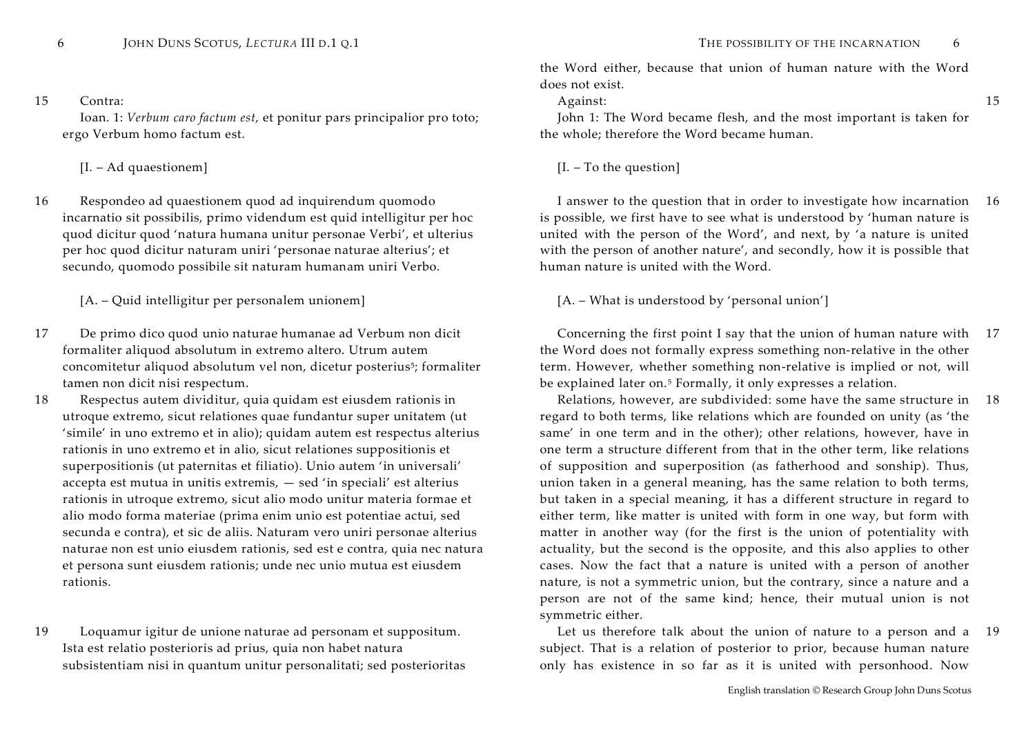15 Contra:

Ioan. 1: *Verbum caro factum est*, et ponitur pars principalior pro toto; ergo Verbum homo factum est.

[I. – Ad quaestionem]

16 Respondeo ad quaestionem quod ad inquirendum quomodo incarnatio sit possibilis, primo videndum est quid intelligitur per hoc quod dicitur quod 'natura humana unitur personae Verbi', et ulterius per hoc quod dicitur naturam uniri 'personae naturae alterius'; et secundo, quomodo possibile sit naturam humanam uniri Verbo.

[A. – Quid intelligitur per personalem unionem]

17 De primo dico quod unio naturae humanae ad Verbum non dicit formaliter aliquod absolutum in extremo altero. Utrum autem concomitetur aliquod absolutum vel non, dicetur posterius[5]; formaliter tamen non dicit nisi respectum.

18 Respectus autem dividitur, quia quidam est eiusdem rationis in utroque extremo, sicut relationes quae fundantur super unitatem (ut 'simile' in uno extremo et in alio); quidam autem est respectus alterius rationis in uno extremo et in alio, sicut relationes suppositionis et superpositionis (ut paternitas et filiatio). Unio autem 'in universali' accepta est mutua in unitis extremis, — sed 'in speciali' est alterius rationis in utroque extremo, sicut alio modo unitur materia formae et alio modo forma materiae (prima enim unio est potentiae actui, sed secunda e contra), et sic de aliis. Naturam vero uniri personae alterius naturae non est unio eiusdem rationis, sed est e contra, quia nec natura et persona sunt eiusdem rationis; unde nec unio mutua est eiusdem rationis.

19 Loquamur igitur de unione naturae ad personam et suppositum. Ista est relatio posterioris ad prius, quia non habet natura subsistentiam nisi in quantum unitur personalitati; sed posterioritas

---

the Word either, because that union of human nature with the Word does not exist.

15 Against:

John 1: The Word became flesh, and the most important is taken for the whole; therefore the Word became human.

[I. – To the question]

16 I answer to the question that in order to investigate how incarnation is possible, we first have to see what is understood by 'human nature is united with the person of the Word', and next, by 'a nature is united with the person of another nature', and secondly, how it is possible that human nature is united with the Word.

[A. – What is understood by 'personal union']

17 Concerning the first point I say that the union of human nature with the Word does not formally express something non-relative in the other term. However, whether something non-relative is implied or not, will be explained later on.[5] Formally, it only expresses a relation.

18 Relations, however, are subdivided: some have the same structure in regard to both terms, like relations which are founded on unity (as 'the same' in one term and in the other); other relations, however, have in one term a structure different from that in the other term, like relations of supposition and superposition (as fatherhood and sonship). Thus, union taken in a general meaning, has the same relation to both terms, but taken in a special meaning, it has a different structure in regard to either term, like matter is united with form in one way, but form with matter in another way (for the first is the union of potentiality with actuality, but the second is the opposite, and this also applies to other cases. Now the fact that a nature is united with a person of another nature, is not a symmetric union, but the contrary, since a nature and a person are not of the same kind; hence, their mutual union is not symmetric either.

19 Let us therefore talk about the union of nature to a person and a subject. That is a relation of posterior to prior, because human nature only has existence in so far as it is united with personhood. Now

English translation © Research Group John Duns Scotus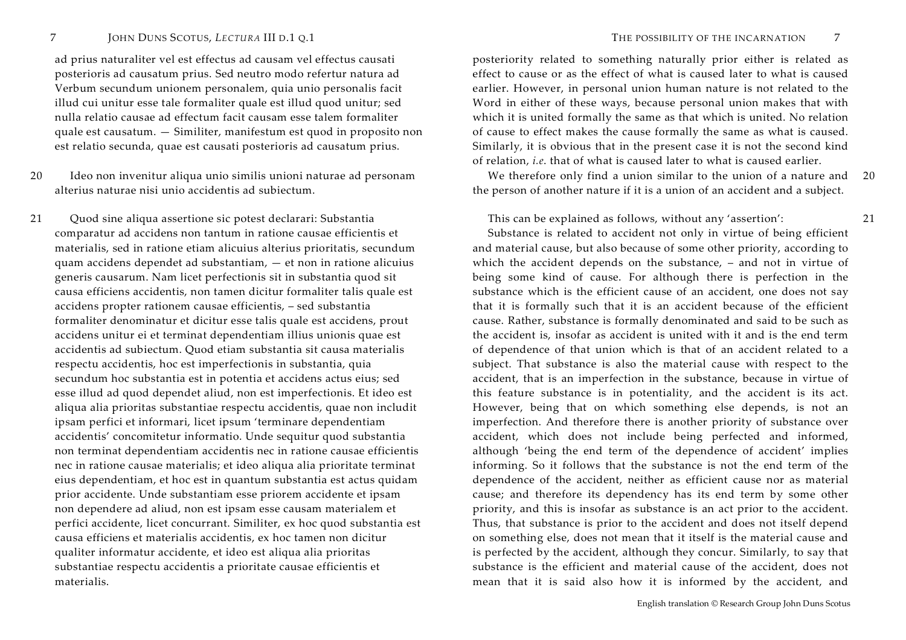ad prius naturaliter vel est effectus ad causam vel effectus causati posterioris ad causatum prius. Sed neutro modo refertur natura ad Verbum secundum unionem personalem, quia unio personalis facit illud cui unitur esse tale formaliter quale est illud quod unitur; sed nulla relatio causae ad effectum facit causam esse talem formaliter quale est causatum. — Similiter, manifestum est quod in proposito non est relatio secunda, quae est causati posterioris ad causatum prius.

20 Ideo non invenitur aliqua unio similis unioni naturae ad personam alterius naturae nisi unio accidentis ad subiectum.

21 Quod sine aliqua assertione sic potest declarari: Substantia comparatur ad accidens non tantum in ratione causae efficientis et materialis, sed in ratione etiam alicuius alterius prioritatis, secundum quam accidens dependet ad substantiam, — et non in ratione alicuius generis causarum. Nam licet perfectionis sit in substantia quod sit causa efficiens accidentis, non tamen dicitur formaliter talis quale est accidens propter rationem causae efficientis, – sed substantia formaliter denominatur et dicitur esse talis quale est accidens, prout accidens unitur ei et terminat dependentiam illius unionis quae est accidentis ad subiectum. Quod etiam substantia sit causa materialis respectu accidentis, hoc est imperfectionis in substantia, quia secundum hoc substantia est in potentia et accidens actus eius; sed esse illud ad quod dependet aliud, non est imperfectionis. Et ideo est aliqua alia prioritas substantiae respectu accidentis, quae non includit ipsam perfici et informari, licet ipsum 'terminare dependentiam accidentis' concomitetur informatio. Unde sequitur quod substantia non terminat dependentiam accidentis nec in ratione causae efficientis nec in ratione causae materialis; et ideo aliqua alia prioritate terminat eius dependentiam, et hoc est in quantum substantia est actus quidam prior accidente. Unde substantiam esse priorem accidente et ipsam non dependere ad aliud, non est ipsam esse causam materialem et perfici accidente, licet concurrant. Similiter, ex hoc quod substantia est causa efficiens et materialis accidentis, ex hoc tamen non dicitur qualiter informatur accidente, et ideo est aliqua alia prioritas substantiae respectu accidentis a prioritate causae efficientis et materialis.

posteriority related to something naturally prior either is related as effect to cause or as the effect of what is caused later to what is caused earlier. However, in personal union human nature is not related to the Word in either of these ways, because personal union makes that with which it is united formally the same as that which is united. No relation of cause to effect makes the cause formally the same as what is caused. Similarly, it is obvious that in the present case it is not the second kind of relation, *i.e.* that of what is caused later to what is caused earlier.

20 We therefore only find a union similar to the union of a nature and the person of another nature if it is a union of an accident and a subject.

21 This can be explained as follows, without any 'assertion':

Substance is related to accident not only in virtue of being efficient and material cause, but also because of some other priority, according to which the accident depends on the substance, – and not in virtue of being some kind of cause. For although there is perfection in the substance which is the efficient cause of an accident, one does not say that it is formally such that it is an accident because of the efficient cause. Rather, substance is formally denominated and said to be such as the accident is, insofar as accident is united with it and is the end term of dependence of that union which is that of an accident related to a subject. That substance is also the material cause with respect to the accident, that is an imperfection in the substance, because in virtue of this feature substance is in potentiality, and the accident is its act. However, being that on which something else depends, is not an imperfection. And therefore there is another priority of substance over accident, which does not include being perfected and informed, although 'being the end term of the dependence of accident' implies informing. So it follows that the substance is not the end term of the dependence of the accident, neither as efficient cause nor as material cause; and therefore its dependency has its end term by some other priority, and this is insofar as substance is an act prior to the accident. Thus, that substance is prior to the accident and does not itself depend on something else, does not mean that it itself is the material cause and is perfected by the accident, although they concur. Similarly, to say that substance is the efficient and material cause of the accident, does not mean that it is said also how it is informed by the accident, and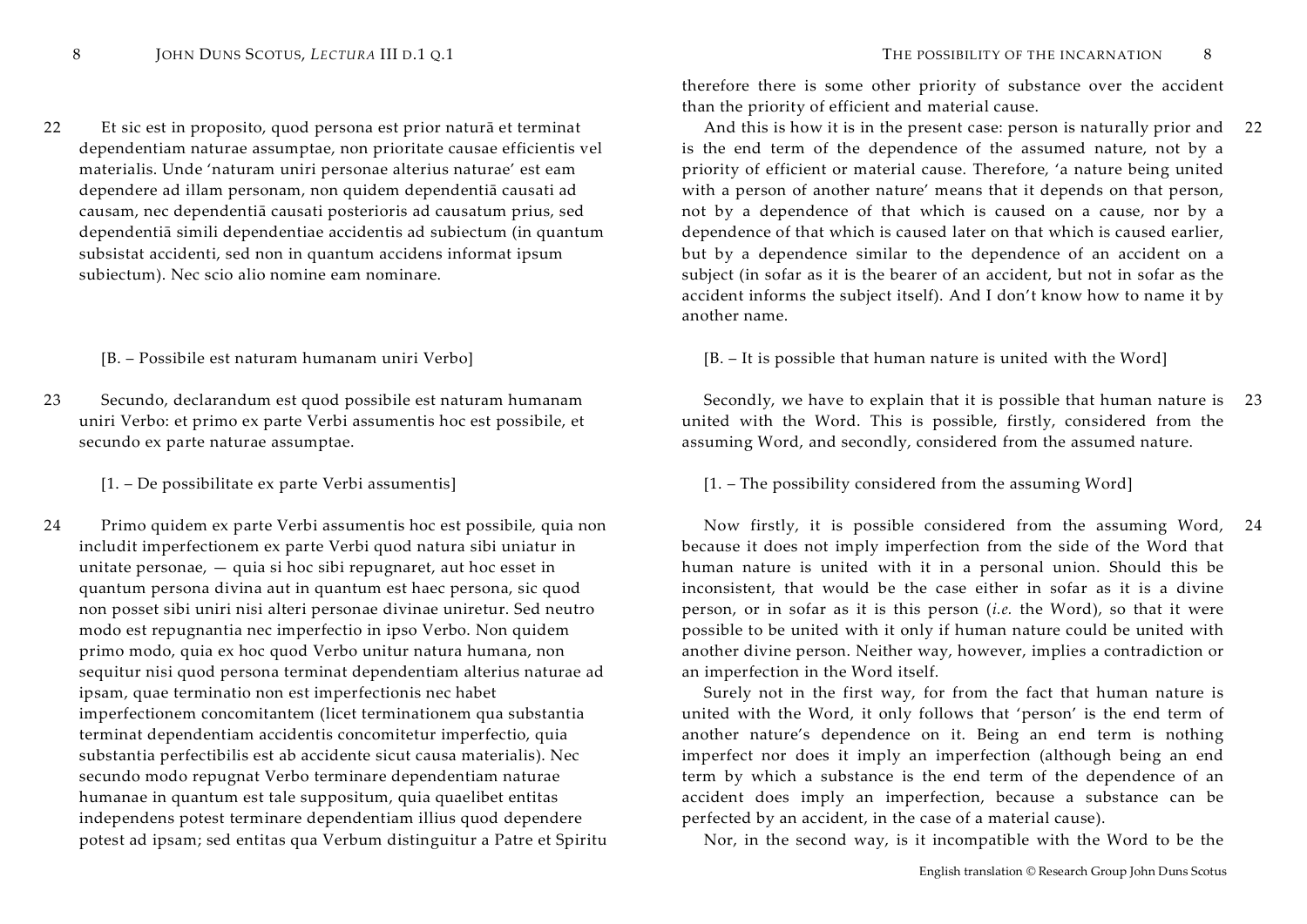22 Et sic est in proposito, quod persona est prior naturā et terminat dependentiam naturae assumptae, non prioritate causae efficientis vel materialis. Unde 'naturam uniri personae alterius naturae' est eam dependere ad illam personam, non quidem dependentiā causati ad causam, nec dependentiā causati posterioris ad causatum prius, sed dependentiā simili dependentiae accidentis ad subiectum (in quantum subsistat accidenti, sed non in quantum accidens informat ipsum subiectum). Nec scio alio nomine eam nominare.

[B. – Possibile est naturam humanam uniri Verbo]

23 Secundo, declarandum est quod possibile est naturam humanam uniri Verbo: et primo ex parte Verbi assumentis hoc est possibile, et secundo ex parte naturae assumptae.

[1. – De possibilitate ex parte Verbi assumentis]

24 Primo quidem ex parte Verbi assumentis hoc est possibile, quia non includit imperfectionem ex parte Verbi quod natura sibi uniatur in unitate personae, — quia si hoc sibi repugnaret, aut hoc esset in quantum persona divina aut in quantum est haec persona, sic quod non posset sibi uniri nisi alteri personae divinae uniretur. Sed neutro modo est repugnantia nec imperfectio in ipso Verbo. Non quidem primo modo, quia ex hoc quod Verbo unitur natura humana, non sequitur nisi quod persona terminat dependentiam alterius naturae ad ipsam, quae terminatio non est imperfectionis nec habet imperfectionem concomitantem (licet terminationem qua substantia terminat dependentiam accidentis concomitetur imperfectio, quia substantia perfectibilis est ab accidente sicut causa materialis). Nec secundo modo repugnat Verbo terminare dependentiam naturae humanae in quantum est tale suppositum, quia quaelibet entitas independens potest terminare dependentiam illius quod dependere potest ad ipsam; sed entitas qua Verbum distinguitur a Patre et Spiritu

therefore there is some other priority of substance over the accident than the priority of efficient and material cause.

22 And this is how it is in the present case: person is naturally prior and is the end term of the dependence of the assumed nature, not by a priority of efficient or material cause. Therefore, 'a nature being united with a person of another nature' means that it depends on that person, not by a dependence of that which is caused on a cause, nor by a dependence of that which is caused later on that which is caused earlier, but by a dependence similar to the dependence of an accident on a subject (in sofar as it is the bearer of an accident, but not in sofar as the accident informs the subject itself). And I don't know how to name it by another name.

[B. – It is possible that human nature is united with the Word]

23 Secondly, we have to explain that it is possible that human nature is united with the Word. This is possible, firstly, considered from the assuming Word, and secondly, considered from the assumed nature.

[1. – The possibility considered from the assuming Word]

24 Now firstly, it is possible considered from the assuming Word, because it does not imply imperfection from the side of the Word that human nature is united with it in a personal union. Should this be inconsistent, that would be the case either in sofar as it is a divine person, or in sofar as it is this person (*i.e.* the Word), so that it were possible to be united with it only if human nature could be united with another divine person. Neither way, however, implies a contradiction or an imperfection in the Word itself.

Surely not in the first way, for from the fact that human nature is united with the Word, it only follows that 'person' is the end term of another nature's dependence on it. Being an end term is nothing imperfect nor does it imply an imperfection (although being an end term by which a substance is the end term of the dependence of an accident does imply an imperfection, because a substance can be perfected by an accident, in the case of a material cause).

Nor, in the second way, is it incompatible with the Word to be the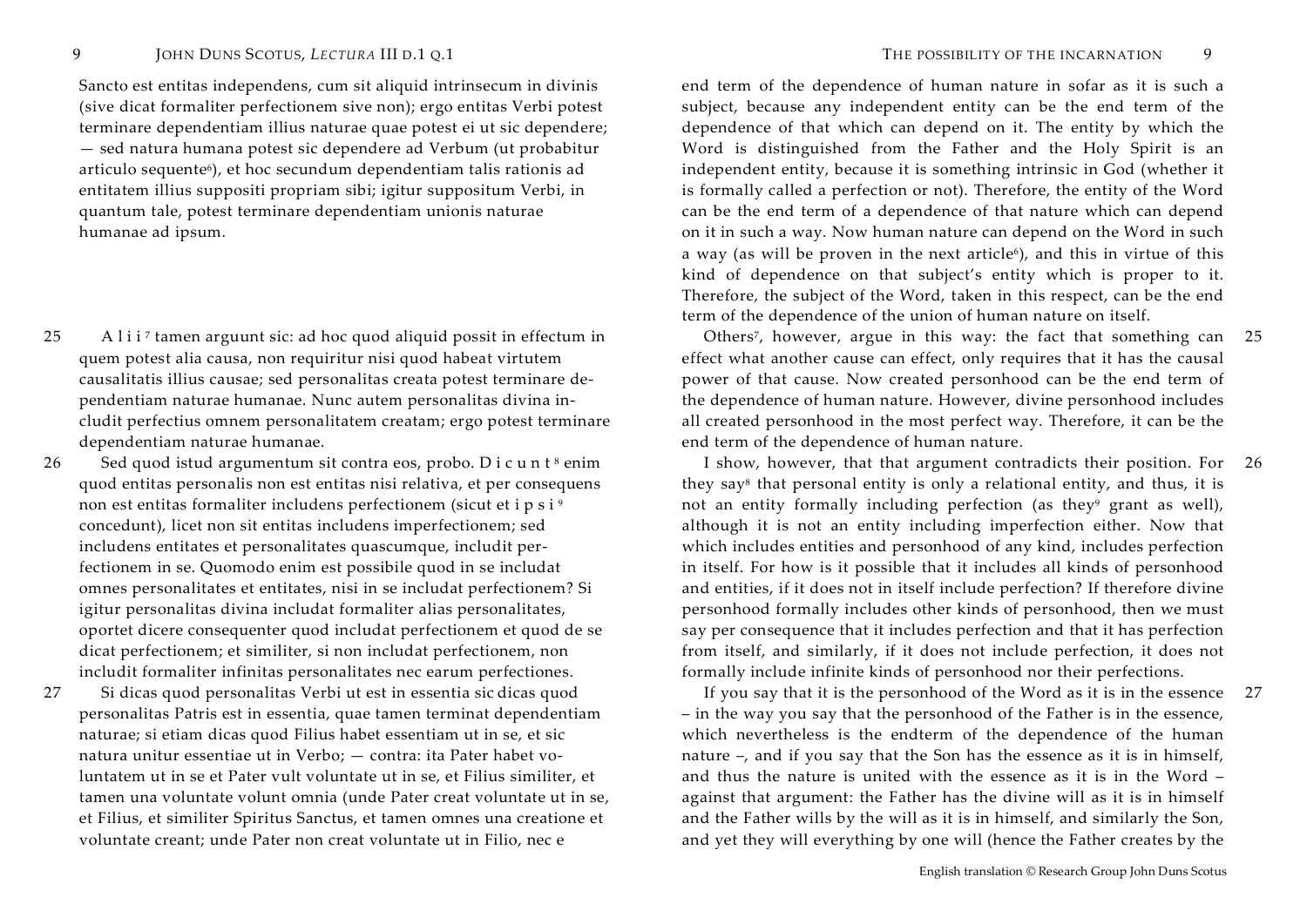Sancto est entitas independens, cum sit aliquid intrinsecum in divinis (sive dicat formaliter perfectionem sive non); ergo entitas Verbi potest terminare dependentiam illius naturae quae potest ei ut sic dependere; — sed natura humana potest sic dependere ad Verbum (ut probabitur articulo sequente[6]), et hoc secundum dependentiam talis rationis ad entitatem illius suppositi propriam sibi; igitur suppositum Verbi, in quantum tale, potest terminare dependentiam unionis naturae humanae ad ipsum.

25 A l i i [7] tamen arguunt sic: ad hoc quod aliquid possit in effectum in quem potest alia causa, non requiritur nisi quod habeat virtutem causalitatis illius causae; sed personalitas creata potest terminare dependentiam naturae humanae. Nunc autem personalitas divina includit perfectius omnem personalitatem creatam; ergo potest terminare dependentiam naturae humanae.

26 Sed quod istud argumentum sit contra eos, probo. D i c u n t [8] enim quod entitas personalis non est entitas nisi relativa, et per consequens non est entitas formaliter includens perfectionem (sicut et i p s i [9] concedunt), licet non sit entitas includens imperfectionem; sed includens entitates et personalitates quascumque, includit perfectionem in se. Quomodo enim est possibile quod in se includat omnes personalitates et entitates, nisi in se includat perfectionem? Si igitur personalitas divina includat formaliter alias personalitates, oportet dicere consequenter quod includat perfectionem et quod de se dicat perfectionem; et similiter, si non includat perfectionem, non includit formaliter infinitas personalitates nec earum perfectiones.

27 Si dicas quod personalitas Verbi ut est in essentia sic dicas quod personalitas Patris est in essentia, quae tamen terminat dependentiam naturae; si etiam dicas quod Filius habet essentiam ut in se, et sic natura unitur essentiae ut in Verbo; — contra: ita Pater habet voluntatem ut in se et Pater vult voluntate ut in se, et Filius similiter, et tamen una voluntate volunt omnia (unde Pater creat voluntate ut in se, et Filius, et similiter Spiritus Sanctus, et tamen omnes una creatione et voluntate creant; unde Pater non creat voluntate ut in Filio, nec e

end term of the dependence of human nature in sofar as it is such a subject, because any independent entity can be the end term of the dependence of that which can depend on it. The entity by which the Word is distinguished from the Father and the Holy Spirit is an independent entity, because it is something intrinsic in God (whether it is formally called a perfection or not). Therefore, the entity of the Word can be the end term of a dependence of that nature which can depend on it in such a way. Now human nature can depend on the Word in such a way (as will be proven in the next article[6]), and this in virtue of this kind of dependence on that subject's entity which is proper to it. Therefore, the subject of the Word, taken in this respect, can be the end term of the dependence of the union of human nature on itself.

25 Others[7], however, argue in this way: the fact that something can effect what another cause can effect, only requires that it has the causal power of that cause. Now created personhood can be the end term of the dependence of human nature. However, divine personhood includes all created personhood in the most perfect way. Therefore, it can be the end term of the dependence of human nature.

26 I show, however, that that argument contradicts their position. For they say[8] that personal entity is only a relational entity, and thus, it is not an entity formally including perfection (as they[9] grant as well), although it is not an entity including imperfection either. Now that which includes entities and personhood of any kind, includes perfection in itself. For how is it possible that it includes all kinds of personhood and entities, if it does not in itself include perfection? If therefore divine personhood formally includes other kinds of personhood, then we must say per consequence that it includes perfection and that it has perfection from itself, and similarly, if it does not include perfection, it does not formally include infinite kinds of personhood nor their perfections.

27 If you say that it is the personhood of the Word as it is in the essence – in the way you say that the personhood of the Father is in the essence, which nevertheless is the endterm of the dependence of the human nature –, and if you say that the Son has the essence as it is in himself, and thus the nature is united with the essence as it is in the Word – against that argument: the Father has the divine will as it is in himself and the Father wills by the will as it is in himself, and similarly the Son, and yet they will everything by one will (hence the Father creates by the

English translation © Research Group John Duns Scotus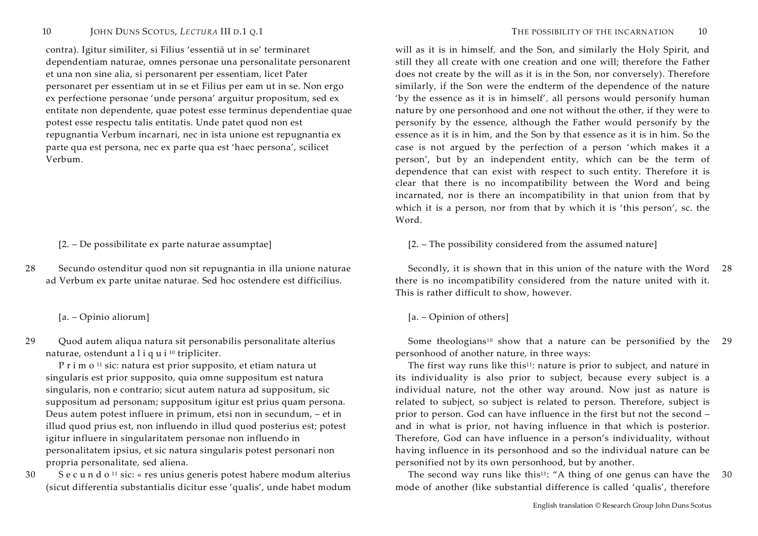contra). Igitur similiter, si Filius 'essentiā ut in se' terminaret dependentiam naturae, omnes personae una personalitate personarent et una non sine alia, si personarent per essentiam, licet Pater personaret per essentiam ut in se et Filius per eam ut in se. Non ergo ex perfectione personae 'unde persona' arguitur propositum, sed ex entitate non dependente, quae potest esse terminus dependentiae quae potest esse respectu talis entitatis. Unde patet quod non est repugnantia Verbum incarnari, nec in ista unione est repugnantia ex parte qua est persona, nec ex parte qua est 'haec persona', scilicet Verbum.

[2. – De possibilitate ex parte naturae assumptae]

28 Secundo ostenditur quod non sit repugnantia in illa unione naturae ad Verbum ex parte unitae naturae. Sed hoc ostendere est difficilius.

[a. – Opinio aliorum]

29 Quod autem aliqua natura sit personabilis personalitate alterius naturae, ostendunt a l i q u i [10] tripliciter.

P r i m o [11] sic: natura est prior supposito, et etiam natura ut singularis est prior supposito, quia omne suppositum est natura singularis, non e contrario; sicut autem natura ad suppositum, sic suppositum ad personam; suppositum igitur est prius quam persona. Deus autem potest influere in primum, etsi non in secundum, – et in illud quod prius est, non influendo in illud quod posterius est; potest igitur influere in singularitatem personae non influendo in personalitatem ipsius, et sic natura singularis potest personari non propria personalitate, sed aliena.

30 S e c u n d o [11] sic: « res unius generis potest habere modum alterius (sicut differentia substantialis dicitur esse 'qualis', unde habet modum

---

will as it is in himself, and the Son, and similarly the Holy Spirit, and still they all create with one creation and one will; therefore the Father does not create by the will as it is in the Son, nor conversely). Therefore similarly, if the Son were the endterm of the dependence of the nature 'by the essence as it is in himself', all persons would personify human nature by one personhood and one not without the other, if they were to personify by the essence, although the Father would personify by the essence as it is in him, and the Son by that essence as it is in him. So the case is not argued by the perfection of a person 'which makes it a person', but by an independent entity, which can be the term of dependence that can exist with respect to such entity. Therefore it is clear that there is no incompatibility between the Word and being incarnated, nor is there an incompatibility in that union from that by which it is a person, nor from that by which it is 'this person', sc. the Word.

[2. – The possibility considered from the assumed nature]

28 Secondly, it is shown that in this union of the nature with the Word there is no incompatibility considered from the nature united with it. This is rather difficult to show, however.

[a. – Opinion of others]

29 Some theologians[10] show that a nature can be personified by the personhood of another nature, in three ways:

The first way runs like this[11]: nature is prior to subject, and nature in its individuality is also prior to subject, because every subject is a individual nature, not the other way around. Now just as nature is related to subject, so subject is related to person. Therefore, subject is prior to person. God can have influence in the first but not the second – and in what is prior, not having influence in that which is posterior. Therefore, God can have influence in a person's individuality, without having influence in its personhood and so the individual nature can be personified not by its own personhood, but by another.

30 The second way runs like this[11]: "A thing of one genus can have the mode of another (like substantial difference is called 'qualis', therefore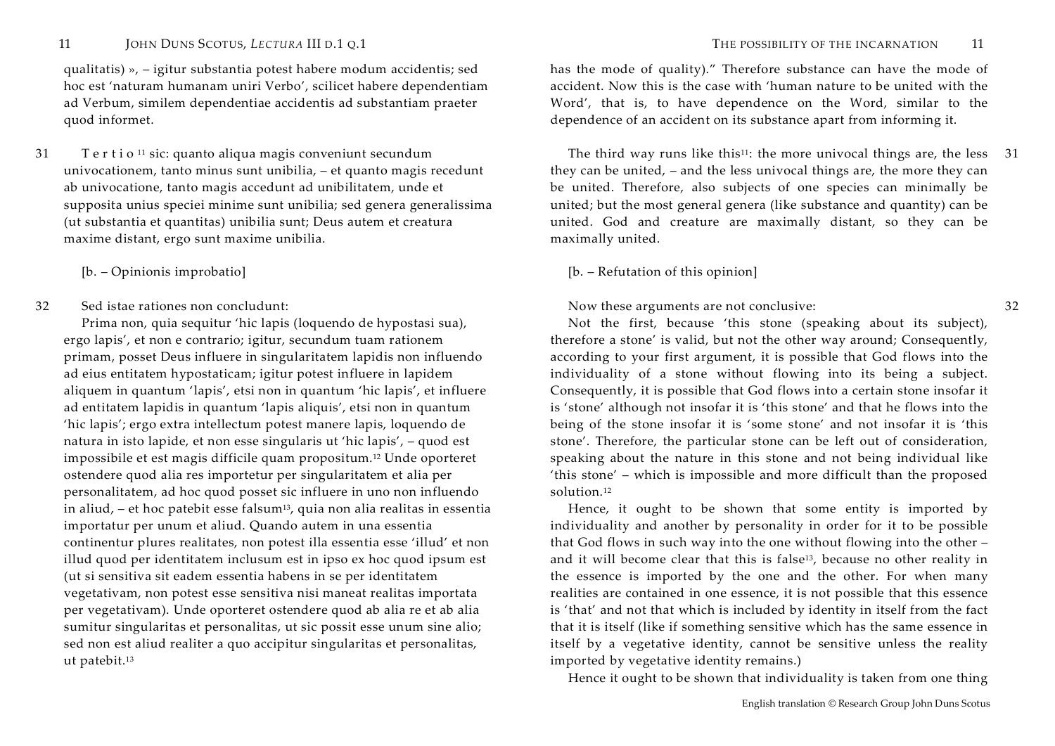qualitatis) », – igitur substantia potest habere modum accidentis; sed hoc est 'naturam humanam uniri Verbo', scilicet habere dependentiam ad Verbum, similem dependentiae accidentis ad substantiam praeter quod informet.

31 Tertio [11] sic: quanto aliqua magis conveniunt secundum univocationem, tanto minus sunt unibilia, – et quanto magis recedunt ab univocatione, tanto magis accedunt ad unibilitatem, unde et supposita unius speciei minime sunt unibilia; sed genera generalissima (ut substantia et quantitas) unibilia sunt; Deus autem et creatura maxime distant, ergo sunt maxime unibilia.

[b. – Opinionis improbatio]

32 Sed istae rationes non concludunt:

Prima non, quia sequitur 'hic lapis (loquendo de hypostasi sua), ergo lapis', et non e contrario; igitur, secundum tuam rationem primam, posset Deus influere in singularitatem lapidis non influendo ad eius entitatem hypostaticam; igitur potest influere in lapidem aliquem in quantum 'lapis', etsi non in quantum 'hic lapis', et influere ad entitatem lapidis in quantum 'lapis aliquis', etsi non in quantum 'hic lapis'; ergo extra intellectum potest manere lapis, loquendo de natura in isto lapide, et non esse singularis ut 'hic lapis', – quod est impossibile et est magis difficile quam propositum.[12] Unde oporteret ostendere quod alia res importetur per singularitatem et alia per personalitatem, ad hoc quod posset sic influere in uno non influendo in aliud, – et hoc patebit esse falsum[13], quia non alia realitas in essentia importatur per unum et aliud. Quando autem in una essentia continentur plures realitates, non potest illa essentia esse 'illud' et non illud quod per identitatem inclusum est in ipso ex hoc quod ipsum est (ut si sensitiva sit eadem essentia habens in se per identitatem vegetativam, non potest esse sensitiva nisi maneat realitas importata per vegetativam). Unde oporteret ostendere quod ab alia re et ab alia sumitur singularitas et personalitas, ut sic possit esse unum sine alio; sed non est aliud realiter a quo accipitur singularitas et personalitas, ut patebit.[13]

has the mode of quality)." Therefore substance can have the mode of accident. Now this is the case with 'human nature to be united with the Word', that is, to have dependence on the Word, similar to the dependence of an accident on its substance apart from informing it.

31 The third way runs like this[11]: the more univocal things are, the less they can be united, – and the less univocal things are, the more they can be united. Therefore, also subjects of one species can minimally be united; but the most general genera (like substance and quantity) can be united. God and creature are maximally distant, so they can be maximally united.

[b. – Refutation of this opinion]

32 Now these arguments are not conclusive:

Not the first, because 'this stone (speaking about its subject), therefore a stone' is valid, but not the other way around; Consequently, according to your first argument, it is possible that God flows into the individuality of a stone without flowing into its being a subject. Consequently, it is possible that God flows into a certain stone insofar it is 'stone' although not insofar it is 'this stone' and that he flows into the being of the stone insofar it is 'some stone' and not insofar it is 'this stone'. Therefore, the particular stone can be left out of consideration, speaking about the nature in this stone and not being individual like 'this stone' – which is impossible and more difficult than the proposed solution.[12]

Hence, it ought to be shown that some entity is imported by individuality and another by personality in order for it to be possible that God flows in such way into the one without flowing into the other – and it will become clear that this is false[13], because no other reality in the essence is imported by the one and the other. For when many realities are contained in one essence, it is not possible that this essence is 'that' and not that which is included by identity in itself from the fact that it is itself (like if something sensitive which has the same essence in itself by a vegetative identity, cannot be sensitive unless the reality imported by vegetative identity remains.)

Hence it ought to be shown that individuality is taken from one thing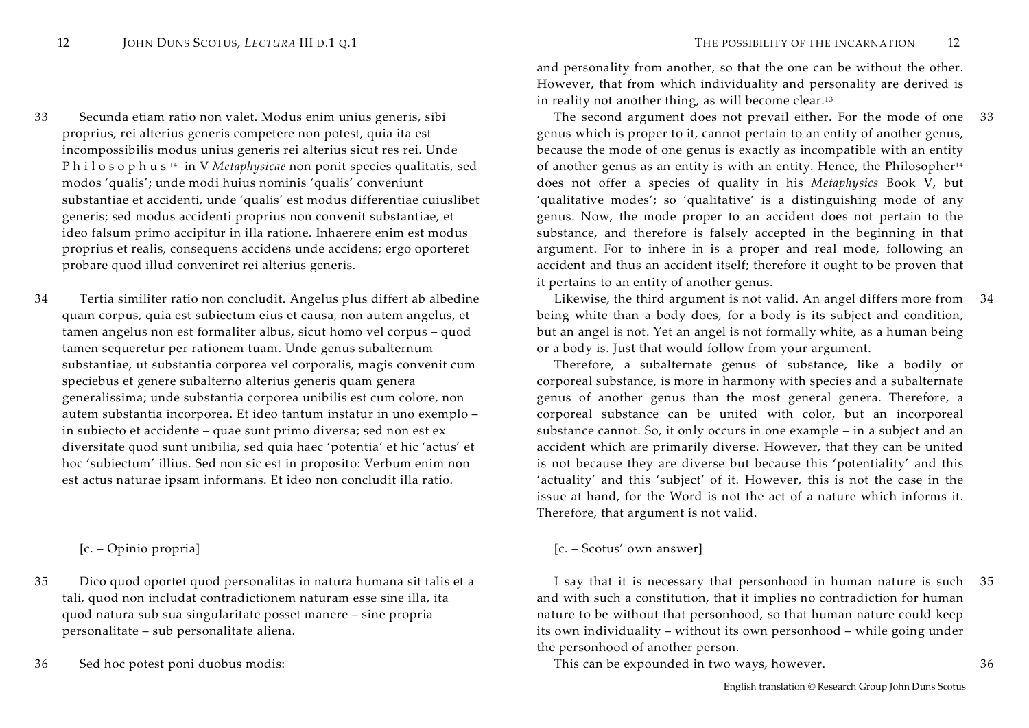33 Secunda etiam ratio non valet. Modus enim unius generis, sibi proprius, rei alterius generis competere non potest, quia ita est incompossibilis modus unius generis rei alterius sicut res rei. Unde P h i l o s o p h u s [14] in V *Metaphysicae* non ponit species qualitatis, sed modos 'qualis'; unde modi huius nominis 'qualis' conveniunt substantiae et accidenti, unde 'qualis' est modus differentiae cuiuslibet generis; sed modus accidenti proprius non convenit substantiae, et ideo falsum primo accipitur in illa ratione. Inhaerere enim est modus proprius et realis, consequens accidens unde accidens; ergo oporteret probare quod illud conveniret rei alterius generis.

34 Tertia similiter ratio non concludit. Angelus plus differt ab albedine quam corpus, quia est subiectum eius et causa, non autem angelus, et tamen angelus non est formaliter albus, sicut homo vel corpus – quod tamen sequeretur per rationem tuam. Unde genus subalternum substantiae, ut substantia corporea vel corporalis, magis convenit cum speciebus et genere subalterno alterius generis quam genera generalissima; unde substantia corporea unibilis est cum colore, non autem substantia incorporea. Et ideo tantum instatur in uno exemplo – in subiecto et accidente – quae sunt primo diversa; sed non est ex diversitate quod sunt unibilia, sed quia haec 'potentia' et hic 'actus' et hoc 'subiectum' illius. Sed non sic est in proposito: Verbum enim non est actus naturae ipsam informans. Et ideo non concludit illa ratio.

[c. – Opinio propria]

35 Dico quod oportet quod personalitas in natura humana sit talis et a tali, quod non includat contradictionem naturam esse sine illa, ita quod natura sub sua singularitate posset manere – sine propria personalitate – sub personalitate aliena.

36 Sed hoc potest poni duobus modis:

---

and personality from another, so that the one can be without the other. However, that from which individuality and personality are derived is in reality not another thing, as will become clear.[13]

33 The second argument does not prevail either. For the mode of one genus which is proper to it, cannot pertain to an entity of another genus, because the mode of one genus is exactly as incompatible with an entity of another genus as an entity is with an entity. Hence, the Philosopher[14] does not offer a species of quality in his *Metaphysics* Book V, but 'qualitative modes'; so 'qualitative' is a distinguishing mode of any genus. Now, the mode proper to an accident does not pertain to the substance, and therefore is falsely accepted in the beginning in that argument. For to inhere in is a proper and real mode, following an accident and thus an accident itself; therefore it ought to be proven that it pertains to an entity of another genus.

34 Likewise, the third argument is not valid. An angel differs more from being white than a body does, for a body is its subject and condition, but an angel is not. Yet an angel is not formally white, as a human being or a body is. Just that would follow from your argument.

Therefore, a subalternate genus of substance, like a bodily or corporeal substance, is more in harmony with species and a subalternate genus of another genus than the most general genera. Therefore, a corporeal substance can be united with color, but an incorporeal substance cannot. So, it only occurs in one example – in a subject and an accident which are primarily diverse. However, that they can be united is not because they are diverse but because this 'potentiality' and this 'actuality' and this 'subject' of it. However, this is not the case in the issue at hand, for the Word is not the act of a nature which informs it. Therefore, that argument is not valid.

[c. – Scotus' own answer]

35 I say that it is necessary that personhood in human nature is such and with such a constitution, that it implies no contradiction for human nature to be without that personhood, so that human nature could keep its own individuality – without its own personhood – while going under the personhood of another person.

36 This can be expounded in two ways, however.

English translation © Research Group John Duns Scotus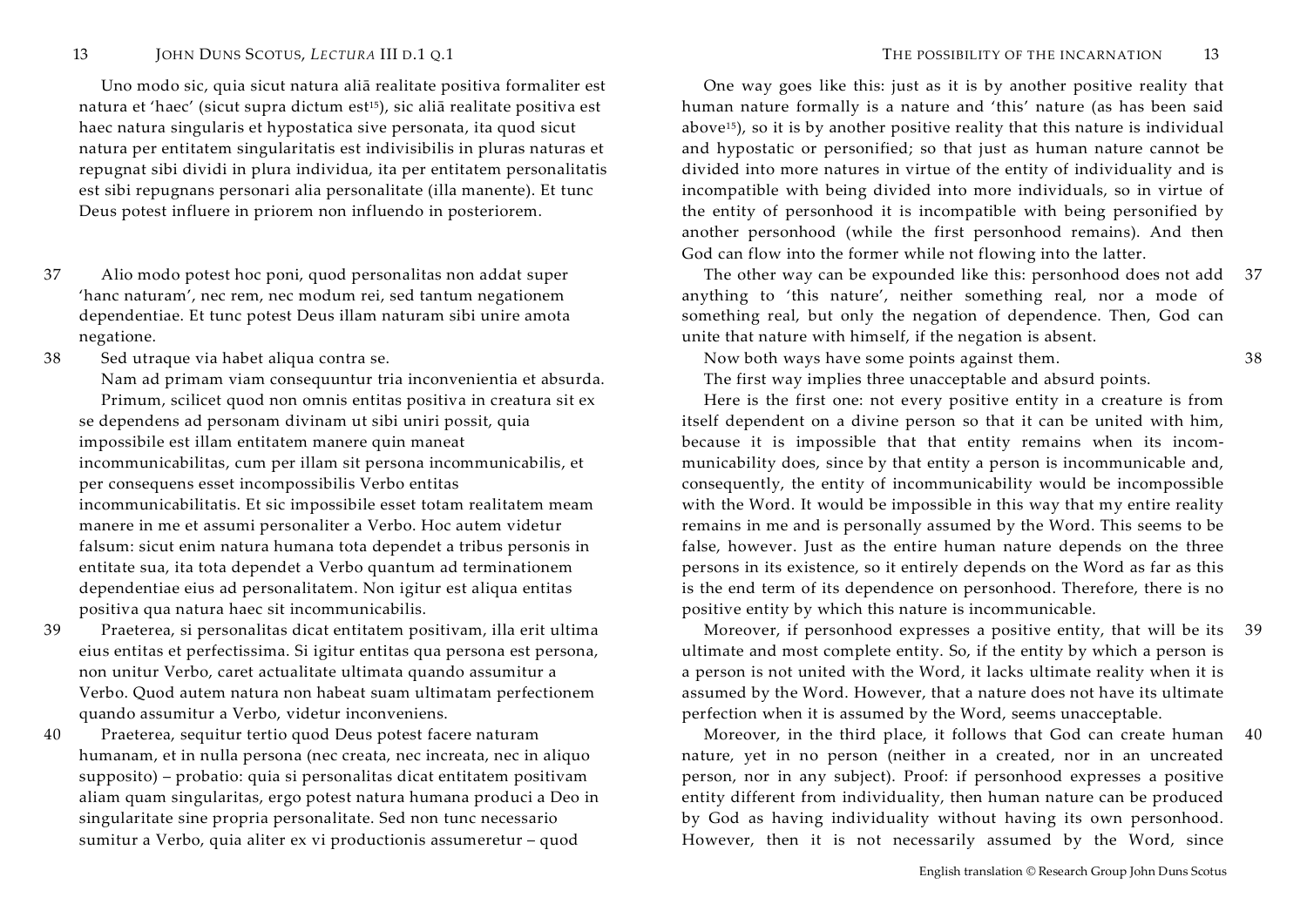Uno modo sic, quia sicut natura aliā realitate positiva formaliter est natura et 'haec' (sicut supra dictum est[15]), sic aliā realitate positiva est haec natura singularis et hypostatica sive personata, ita quod sicut natura per entitatem singularitatis est indivisibilis in pluras naturas et repugnat sibi dividi in plura individua, ita per entitatem personalitatis est sibi repugnans personari alia personalitate (illa manente). Et tunc Deus potest influere in priorem non influendo in posteriorem.

37 Alio modo potest hoc poni, quod personalitas non addat super 'hanc naturam', nec rem, nec modum rei, sed tantum negationem dependentiae. Et tunc potest Deus illam naturam sibi unire amota negatione.

38 Sed utraque via habet aliqua contra se.

Nam ad primam viam consequuntur tria inconvenientia et absurda.

Primum, scilicet quod non omnis entitas positiva in creatura sit ex se dependens ad personam divinam ut sibi uniri possit, quia impossibile est illam entitatem manere quin maneat incommunicabilitas, cum per illam sit persona incommunicabilis, et per consequens esset incompossibilis Verbo entitas incommunicabilitatis. Et sic impossibile esset totam realitatem meam manere in me et assumi personaliter a Verbo. Hoc autem videtur falsum: sicut enim natura humana tota dependet a tribus personis in entitate sua, ita tota dependet a Verbo quantum ad terminationem dependentiae eius ad personalitatem. Non igitur est aliqua entitas positiva qua natura haec sit incommunicabilis.

39 Praeterea, si personalitas dicat entitatem positivam, illa erit ultima eius entitas et perfectissima. Si igitur entitas qua persona est persona, non unitur Verbo, caret actualitate ultimata quando assumitur a Verbo. Quod autem natura non habeat suam ultimatam perfectionem quando assumitur a Verbo, videtur inconveniens.

40 Praeterea, sequitur tertio quod Deus potest facere naturam humanam, et in nulla persona (nec creata, nec increata, nec in aliquo supposito) – probatio: quia si personalitas dicat entitatem positivam aliam quam singularitas, ergo potest natura humana produci a Deo in singularitate sine propria personalitate. Sed non tunc necessario sumitur a Verbo, quia aliter ex vi productionis assumeretur – quod

---

One way goes like this: just as it is by another positive reality that human nature formally is a nature and 'this' nature (as has been said above[15]), so it is by another positive reality that this nature is individual and hypostatic or personified; so that just as human nature cannot be divided into more natures in virtue of the entity of individuality and is incompatible with being divided into more individuals, so in virtue of the entity of personhood it is incompatible with being personified by another personhood (while the first personhood remains). And then God can flow into the former while not flowing into the latter.

37 The other way can be expounded like this: personhood does not add anything to 'this nature', neither something real, nor a mode of something real, but only the negation of dependence. Then, God can unite that nature with himself, if the negation is absent.

38 Now both ways have some points against them.

The first way implies three unacceptable and absurd points.

Here is the first one: not every positive entity in a creature is from itself dependent on a divine person so that it can be united with him, because it is impossible that that entity remains when its incommunicability does, since by that entity a person is incommunicable and, consequently, the entity of incommunicability would be incompossible with the Word. It would be impossible in this way that my entire reality remains in me and is personally assumed by the Word. This seems to be false, however. Just as the entire human nature depends on the three persons in its existence, so it entirely depends on the Word as far as this is the end term of its dependence on personhood. Therefore, there is no positive entity by which this nature is incommunicable.

39 Moreover, if personhood expresses a positive entity, that will be its ultimate and most complete entity. So, if the entity by which a person is a person is not united with the Word, it lacks ultimate reality when it is assumed by the Word. However, that a nature does not have its ultimate perfection when it is assumed by the Word, seems unacceptable.

40 Moreover, in the third place, it follows that God can create human nature, yet in no person (neither in a created, nor in an uncreated person, nor in any subject). Proof: if personhood expresses a positive entity different from individuality, then human nature can be produced by God as having individuality without having its own personhood. However, then it is not necessarily assumed by the Word, since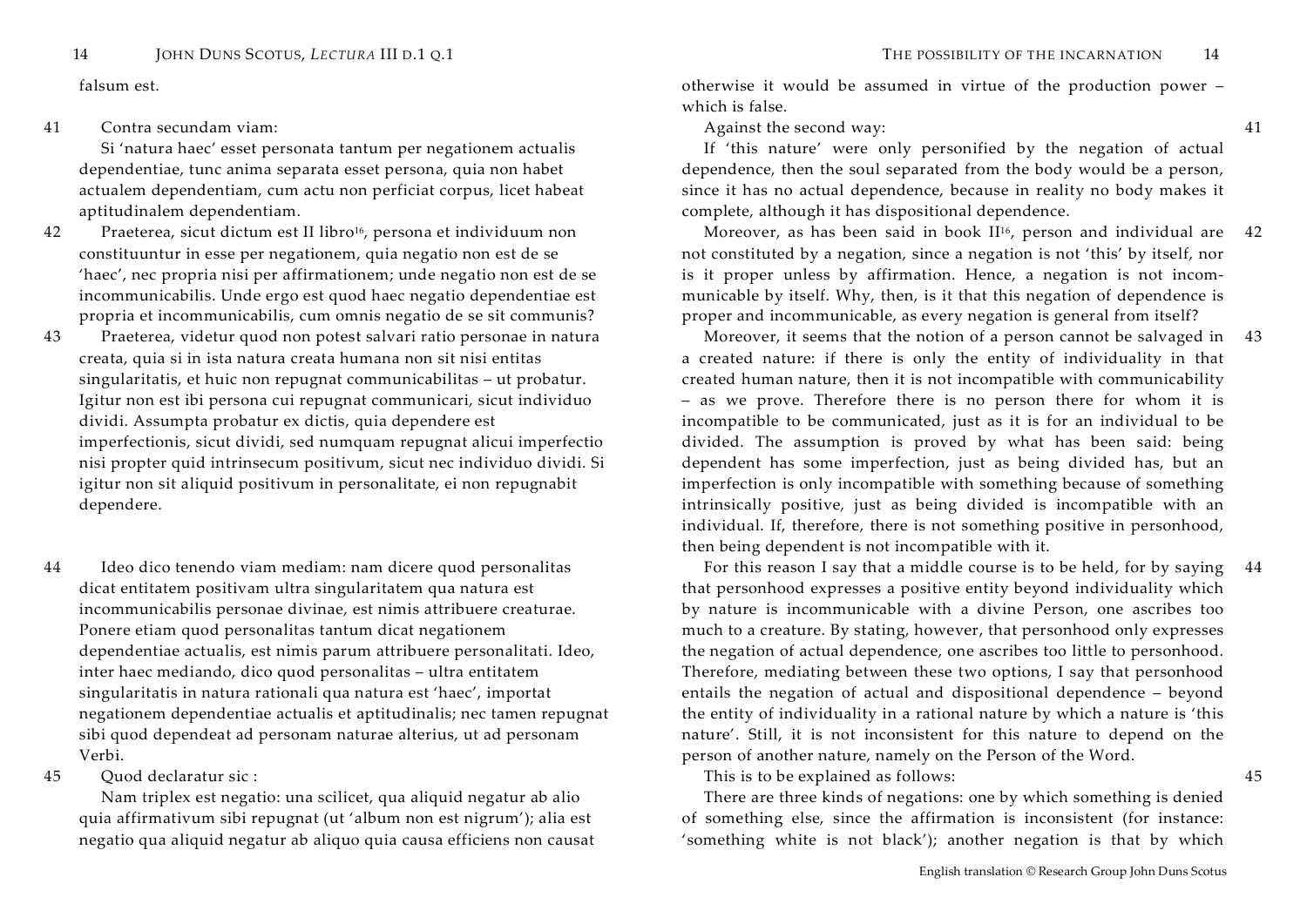falsum est.

41 Contra secundam viam:

Si 'natura haec' esset personata tantum per negationem actualis dependentiae, tunc anima separata esset persona, quia non habet actualem dependentiam, cum actu non perficiat corpus, licet habeat aptitudinalem dependentiam.

42 Praeterea, sicut dictum est II libro[16], persona et individuum non constituuntur in esse per negationem, quia negatio non est de se 'haec', nec propria nisi per affirmationem; unde negatio non est de se incommunicabilis. Unde ergo est quod haec negatio dependentiae est propria et incommunicabilis, cum omnis negatio de se sit communis?

43 Praeterea, videtur quod non potest salvari ratio personae in natura creata, quia si in ista natura creata humana non sit nisi entitas singularitatis, et huic non repugnat communicabilitas – ut probatur. Igitur non est ibi persona cui repugnat communicari, sicut individuo dividi. Assumpta probatur ex dictis, quia dependere est imperfectionis, sicut dividi, sed numquam repugnat alicui imperfectio nisi propter quid intrinsecum positivum, sicut nec individuo dividi. Si igitur non sit aliquid positivum in personalitate, ei non repugnabit dependere.

44 Ideo dico tenendo viam mediam: nam dicere quod personalitas dicat entitatem positivam ultra singularitatem qua natura est incommunicabilis personae divinae, est nimis attribuere creaturae. Ponere etiam quod personalitas tantum dicat negationem dependentiae actualis, est nimis parum attribuere personalitati. Ideo, inter haec mediando, dico quod personalitas – ultra entitatem singularitatis in natura rationali qua natura est 'haec', importat negationem dependentiae actualis et aptitudinalis; nec tamen repugnat sibi quod dependeat ad personam naturae alterius, ut ad personam Verbi.

45 Quod declaratur sic :

Nam triplex est negatio: una scilicet, qua aliquid negatur ab alio quia affirmativum sibi repugnat (ut 'album non est nigrum'); alia est negatio qua aliquid negatur ab aliquo quia causa efficiens non causat

---

otherwise it would be assumed in virtue of the production power – which is false.

41 Against the second way:

If 'this nature' were only personified by the negation of actual dependence, then the soul separated from the body would be a person, since it has no actual dependence, because in reality no body makes it complete, although it has dispositional dependence.

42 Moreover, as has been said in book II[16], person and individual are not constituted by a negation, since a negation is not 'this' by itself, nor is it proper unless by affirmation. Hence, a negation is not incommunicable by itself. Why, then, is it that this negation of dependence is proper and incommunicable, as every negation is general from itself?

43 Moreover, it seems that the notion of a person cannot be salvaged in a created nature: if there is only the entity of individuality in that created human nature, then it is not incompatible with communicability – as we prove. Therefore there is no person there for whom it is incompatible to be communicated, just as it is for an individual to be divided. The assumption is proved by what has been said: being dependent has some imperfection, just as being divided has, but an imperfection is only incompatible with something because of something intrinsically positive, just as being divided is incompatible with an individual. If, therefore, there is not something positive in personhood, then being dependent is not incompatible with it.

44 For this reason I say that a middle course is to be held, for by saying that personhood expresses a positive entity beyond individuality which by nature is incommunicable with a divine Person, one ascribes too much to a creature. By stating, however, that personhood only expresses the negation of actual dependence, one ascribes too little to personhood. Therefore, mediating between these two options, I say that personhood entails the negation of actual and dispositional dependence – beyond the entity of individuality in a rational nature by which a nature is 'this nature'. Still, it is not inconsistent for this nature to depend on the person of another nature, namely on the Person of the Word.

45 This is to be explained as follows:

There are three kinds of negations: one by which something is denied of something else, since the affirmation is inconsistent (for instance: 'something white is not black'); another negation is that by which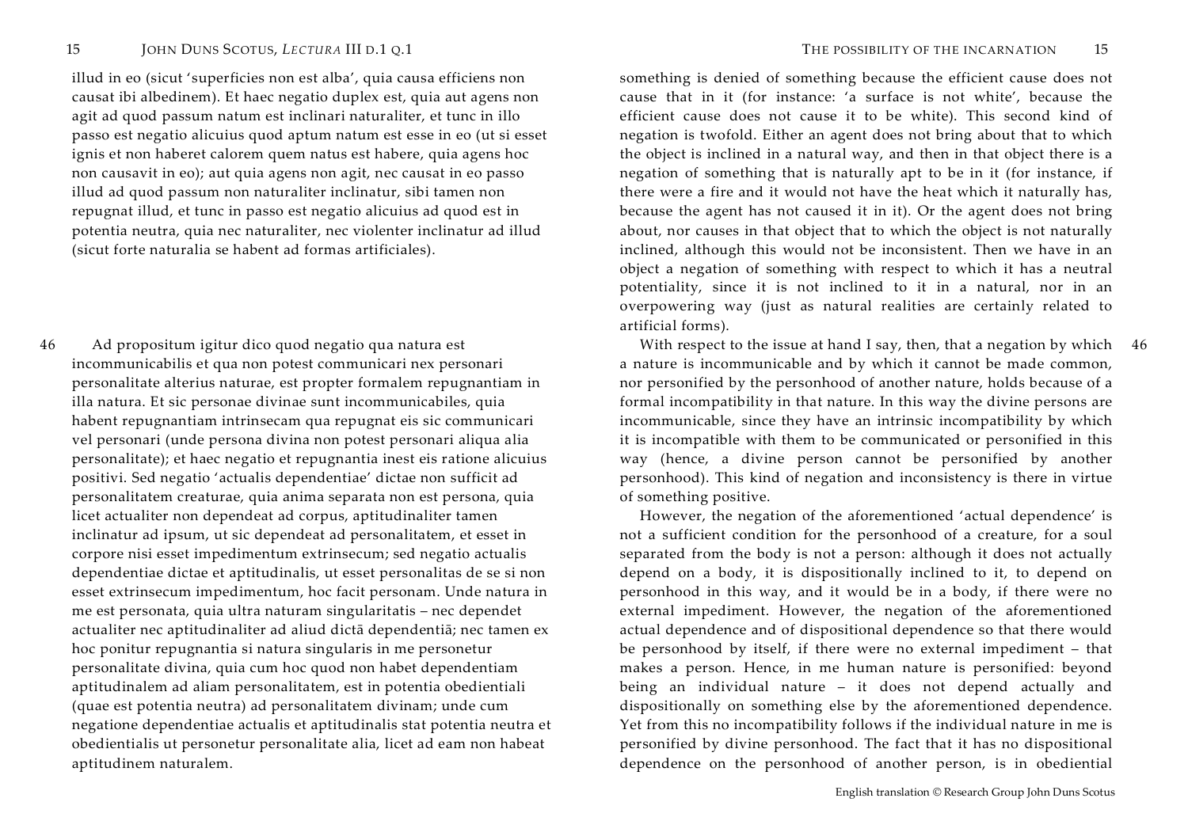illud in eo (sicut 'superficies non est alba', quia causa efficiens non causat ibi albedinem). Et haec negatio duplex est, quia aut agens non agit ad quod passum natum est inclinari naturaliter, et tunc in illo passo est negatio alicuius quod aptum natum est esse in eo (ut si esset ignis et non haberet calorem quem natus est habere, quia agens hoc non causavit in eo); aut quia agens non agit, nec causat in eo passo illud ad quod passum non naturaliter inclinatur, sibi tamen non repugnat illud, et tunc in passo est negatio alicuius ad quod est in potentia neutra, quia nec naturaliter, nec violenter inclinatur ad illud (sicut forte naturalia se habent ad formas artificiales).

46 Ad propositum igitur dico quod negatio qua natura est incommunicabilis et qua non potest communicari nex personari personalitate alterius naturae, est propter formalem repugnantiam in illa natura. Et sic personae divinae sunt incommunicabiles, quia habent repugnantiam intrinsecam qua repugnat eis sic communicari vel personari (unde persona divina non potest personari aliqua alia personalitate); et haec negatio et repugnantia inest eis ratione alicuius positivi. Sed negatio 'actualis dependentiae' dictae non sufficit ad personalitatem creaturae, quia anima separata non est persona, quia licet actualiter non dependeat ad corpus, aptitudinaliter tamen inclinatur ad ipsum, ut sic dependeat ad personalitatem, et esset in corpore nisi esset impedimentum extrinsecum; sed negatio actualis dependentiae dictae et aptitudinalis, ut esset personalitas de se si non esset extrinsecum impedimentum, hoc facit personam. Unde natura in me est personata, quia ultra naturam singularitatis – nec dependet actualiter nec aptitudinaliter ad aliud dictā dependentiā; nec tamen ex hoc ponitur repugnantia si natura singularis in me personetur personalitate divina, quia cum hoc quod non habet dependentiam aptitudinalem ad aliam personalitatem, est in potentia obedientiali (quae est potentia neutra) ad personalitatem divinam; unde cum negatione dependentiae actualis et aptitudinalis stat potentia neutra et obedientialis ut personetur personalitate alia, licet ad eam non habeat aptitudinem naturalem.

something is denied of something because the efficient cause does not cause that in it (for instance: 'a surface is not white', because the efficient cause does not cause it to be white). This second kind of negation is twofold. Either an agent does not bring about that to which the object is inclined in a natural way, and then in that object there is a negation of something that is naturally apt to be in it (for instance, if there were a fire and it would not have the heat which it naturally has, because the agent has not caused it in it). Or the agent does not bring about, nor causes in that object that to which the object is not naturally inclined, although this would not be inconsistent. Then we have in an object a negation of something with respect to which it has a neutral potentiality, since it is not inclined to it in a natural, nor in an overpowering way (just as natural realities are certainly related to artificial forms).

46 With respect to the issue at hand I say, then, that a negation by which a nature is incommunicable and by which it cannot be made common, nor personified by the personhood of another nature, holds because of a formal incompatibility in that nature. In this way the divine persons are incommunicable, since they have an intrinsic incompatibility by which it is incompatible with them to be communicated or personified in this way (hence, a divine person cannot be personified by another personhood). This kind of negation and inconsistency is there in virtue of something positive.

However, the negation of the aforementioned 'actual dependence' is not a sufficient condition for the personhood of a creature, for a soul separated from the body is not a person: although it does not actually depend on a body, it is dispositionally inclined to it, to depend on personhood in this way, and it would be in a body, if there were no external impediment. However, the negation of the aforementioned actual dependence and of dispositional dependence so that there would be personhood by itself, if there were no external impediment – that makes a person. Hence, in me human nature is personified: beyond being an individual nature – it does not depend actually and dispositionally on something else by the aforementioned dependence. Yet from this no incompatibility follows if the individual nature in me is personified by divine personhood. The fact that it has no dispositional dependence on the personhood of another person, is in obediential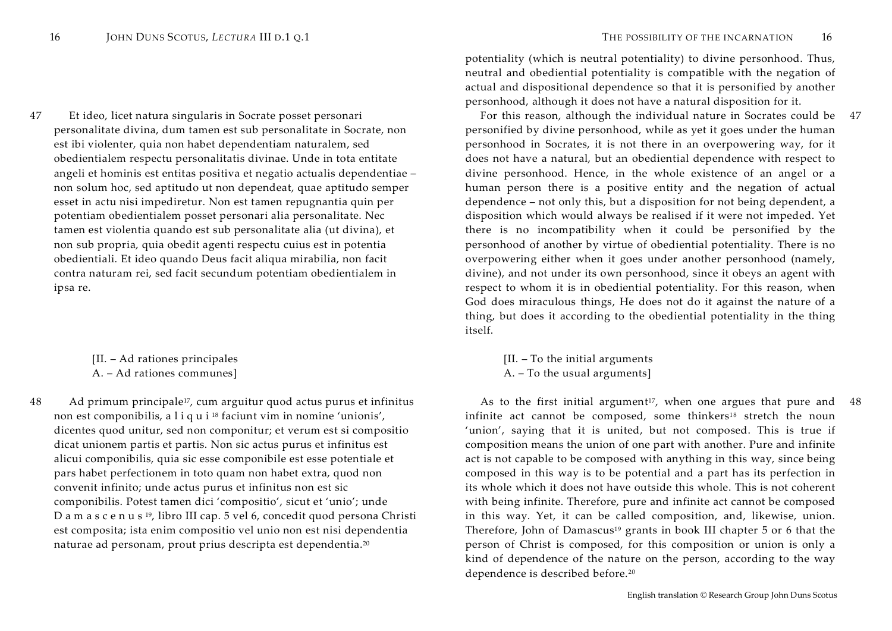47 Et ideo, licet natura singularis in Socrate posset personari personalitate divina, dum tamen est sub personalitate in Socrate, non est ibi violenter, quia non habet dependentiam naturalem, sed obedientialem respectu personalitatis divinae. Unde in tota entitate angeli et hominis est entitas positiva et negatio actualis dependentiae – non solum hoc, sed aptitudo ut non dependeat, quae aptitudo semper esset in actu nisi impediretur. Non est tamen repugnantia quin per potentiam obedientialem posset personari alia personalitate. Nec tamen est violentia quando est sub personalitate alia (ut divina), et non sub propria, quia obedit agenti respectu cuius est in potentia obedientiali. Et ideo quando Deus facit aliqua mirabilia, non facit contra naturam rei, sed facit secundum potentiam obedientialem in ipsa re.

[II. – Ad rationes principales
A. – Ad rationes communes]

48 Ad primum principale[17], cum arguitur quod actus purus et infinitus non est componibilis, a l i q u i [18] faciunt vim in nomine 'unionis', dicentes quod unitur, sed non componitur; et verum est si compositio dicat unionem partis et partis. Non sic actus purus et infinitus est alicui componibilis, quia sic esse componibile est esse potentiale et pars habet perfectionem in toto quam non habet extra, quod non convenit infinito; unde actus purus et infinitus non est sic componibilis. Potest tamen dici 'compositio', sicut et 'unio'; unde D a m a s c e n u s [19], libro III cap. 5 vel 6, concedit quod persona Christi est composita; ista enim compositio vel unio non est nisi dependentia naturae ad personam, prout prius descripta est dependentia.[20]

potentiality (which is neutral potentiality) to divine personhood. Thus, neutral and obediential potentiality is compatible with the negation of actual and dispositional dependence so that it is personified by another personhood, although it does not have a natural disposition for it.

47 For this reason, although the individual nature in Socrates could be personified by divine personhood, while as yet it goes under the human personhood in Socrates, it is not there in an overpowering way, for it does not have a natural, but an obediential dependence with respect to divine personhood. Hence, in the whole existence of an angel or a human person there is a positive entity and the negation of actual dependence – not only this, but a disposition for not being dependent, a disposition which would always be realised if it were not impeded. Yet there is no incompatibility when it could be personified by the personhood of another by virtue of obediential potentiality. There is no overpowering either when it goes under another personhood (namely, divine), and not under its own personhood, since it obeys an agent with respect to whom it is in obediential potentiality. For this reason, when God does miraculous things, He does not do it against the nature of a thing, but does it according to the obediential potentiality in the thing itself.

[II. – To the initial arguments
A. – To the usual arguments]

48 As to the first initial argument[17], when one argues that pure and infinite act cannot be composed, some thinkers[18] stretch the noun 'union', saying that it is united, but not composed. This is true if composition means the union of one part with another. Pure and infinite act is not capable to be composed with anything in this way, since being composed in this way is to be potential and a part has its perfection in its whole which it does not have outside this whole. This is not coherent with being infinite. Therefore, pure and infinite act cannot be composed in this way. Yet, it can be called composition, and, likewise, union. Therefore, John of Damascus[19] grants in book III chapter 5 or 6 that the person of Christ is composed, for this composition or union is only a kind of dependence of the nature on the person, according to the way dependence is described before.[20]

English translation © Research Group John Duns Scotus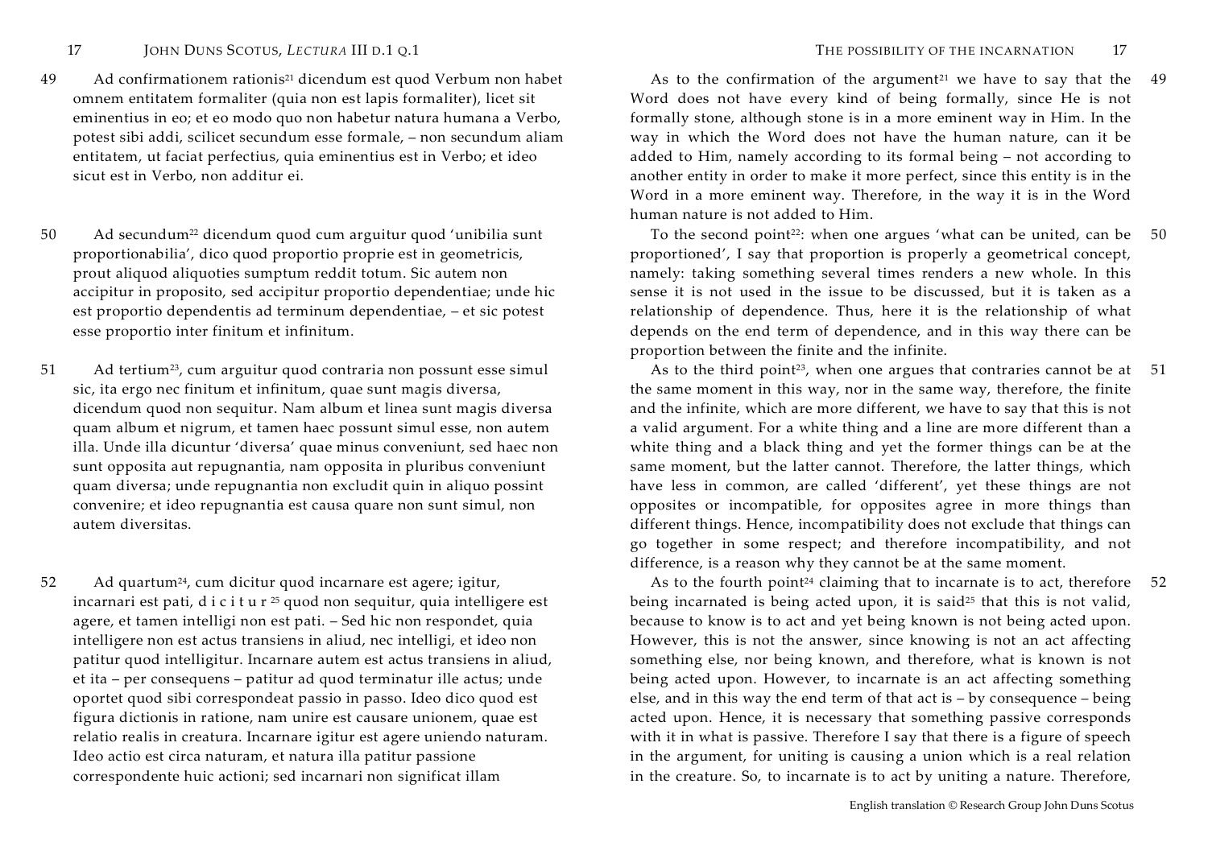49 Ad confirmationem rationis[21] dicendum est quod Verbum non habet omnem entitatem formaliter (quia non est lapis formaliter), licet sit eminentius in eo; et eo modo quo non habetur natura humana a Verbo, potest sibi addi, scilicet secundum esse formale, – non secundum aliam entitatem, ut faciat perfectius, quia eminentius est in Verbo; et ideo sicut est in Verbo, non additur ei.

50 Ad secundum[22] dicendum quod cum arguitur quod 'unibilia sunt proportionabilia', dico quod proportio proprie est in geometricis, prout aliquod aliquoties sumptum reddit totum. Sic autem non accipitur in proposito, sed accipitur proportio dependentiae; unde hic est proportio dependentis ad terminum dependentiae, – et sic potest esse proportio inter finitum et infinitum.

51 Ad tertium[23], cum arguitur quod contraria non possunt esse simul sic, ita ergo nec finitum et infinitum, quae sunt magis diversa, dicendum quod non sequitur. Nam album et linea sunt magis diversa quam album et nigrum, et tamen haec possunt simul esse, non autem illa. Unde illa dicuntur 'diversa' quae minus conveniunt, sed haec non sunt opposita aut repugnantia, nam opposita in pluribus conveniunt quam diversa; unde repugnantia non excludit quin in aliquo possint convenire; et ideo repugnantia est causa quare non sunt simul, non autem diversitas.

52 Ad quartum[24], cum dicitur quod incarnare est agere; igitur, incarnari est pati, d i c i t u r[25] quod non sequitur, quia intelligere est agere, et tamen intelligi non est pati. – Sed hic non respondet, quia intelligere non est actus transiens in aliud, nec intelligi, et ideo non patitur quod intelligitur. Incarnare autem est actus transiens in aliud, et ita – per consequens – patitur ad quod terminatur ille actus; unde oportet quod sibi correspondeat passio in passo. Ideo dico quod est figura dictionis in ratione, nam unire est causare unionem, quae est relatio realis in creatura. Incarnare igitur est agere uniendo naturam. Ideo actio est circa naturam, et natura illa patitur passione correspondente huic actioni; sed incarnari non significat illam

49 As to the confirmation of the argument[21] we have to say that the Word does not have every kind of being formally, since He is not formally stone, although stone is in a more eminent way in Him. In the way in which the Word does not have the human nature, can it be added to Him, namely according to its formal being – not according to another entity in order to make it more perfect, since this entity is in the Word in a more eminent way. Therefore, in the way it is in the Word human nature is not added to Him.

50 To the second point[22]: when one argues 'what can be united, can be proportioned', I say that proportion is properly a geometrical concept, namely: taking something several times renders a new whole. In this sense it is not used in the issue to be discussed, but it is taken as a relationship of dependence. Thus, here it is the relationship of what depends on the end term of dependence, and in this way there can be proportion between the finite and the infinite.

51 As to the third point[23], when one argues that contraries cannot be at the same moment in this way, nor in the same way, therefore, the finite and the infinite, which are more different, we have to say that this is not a valid argument. For a white thing and a line are more different than a white thing and a black thing and yet the former things can be at the same moment, but the latter cannot. Therefore, the latter things, which have less in common, are called 'different', yet these things are not opposites or incompatible, for opposites agree in more things than different things. Hence, incompatibility does not exclude that things can go together in some respect; and therefore incompatibility, and not difference, is a reason why they cannot be at the same moment.

52 As to the fourth point[24] claiming that to incarnate is to act, therefore being incarnated is being acted upon, it is said[25] that this is not valid, because to know is to act and yet being known is not being acted upon. However, this is not the answer, since knowing is not an act affecting something else, nor being known, and therefore, what is known is not being acted upon. However, to incarnate is an act affecting something else, and in this way the end term of that act is – by consequence – being acted upon. Hence, it is necessary that something passive corresponds with it in what is passive. Therefore I say that there is a figure of speech in the argument, for uniting is causing a union which is a real relation in the creature. So, to incarnate is to act by uniting a nature. Therefore,

English translation © Research Group John Duns Scotus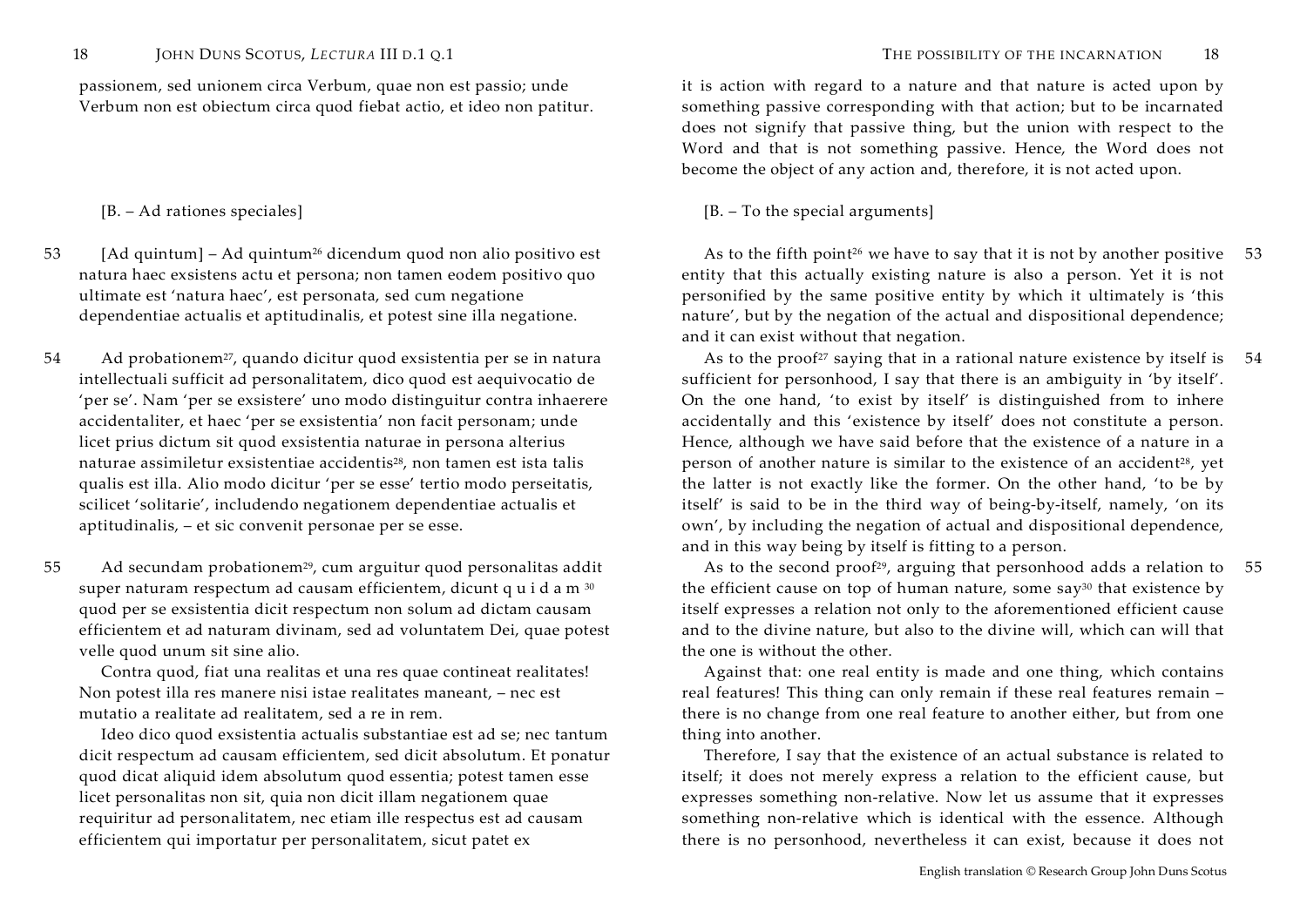passionem, sed unionem circa Verbum, quae non est passio; unde Verbum non est obiectum circa quod fiebat actio, et ideo non patitur.

[B. – Ad rationes speciales]

53 [Ad quintum] – Ad quintum[26] dicendum quod non alio positivo est natura haec exsistens actu et persona; non tamen eodem positivo quo ultimate est 'natura haec', est personata, sed cum negatione dependentiae actualis et aptitudinalis, et potest sine illa negatione.

54 Ad probationem[27], quando dicitur quod exsistentia per se in natura intellectuali sufficit ad personalitatem, dico quod est aequivocatio de 'per se'. Nam 'per se exsistere' uno modo distinguitur contra inhaerere accidentaliter, et haec 'per se exsistentia' non facit personam; unde licet prius dictum sit quod exsistentia naturae in persona alterius naturae assimiletur exsistentiae accidentis[28], non tamen est ista talis qualis est illa. Alio modo dicitur 'per se esse' tertio modo perseitatis, scilicet 'solitarie', includendo negationem dependentiae actualis et aptitudinalis, – et sic convenit personae per se esse.

55 Ad secundam probationem[29], cum arguitur quod personalitas addit super naturam respectum ad causam efficientem, dicunt q u i d a m[30] quod per se exsistentia dicit respectum non solum ad dictam causam efficientem et ad naturam divinam, sed ad voluntatem Dei, quae potest velle quod unum sit sine alio.

Contra quod, fiat una realitas et una res quae contineat realitates! Non potest illa res manere nisi istae realitates maneant, – nec est mutatio a realitate ad realitatem, sed a re in rem.

Ideo dico quod exsistentia actualis substantiae est ad se; nec tantum dicit respectum ad causam efficientem, sed dicit absolutum. Et ponatur quod dicat aliquid idem absolutum quod essentia; potest tamen esse licet personalitas non sit, quia non dicit illam negationem quae requiritur ad personalitatem, nec etiam ille respectus est ad causam efficientem qui importatur per personalitatem, sicut patet ex

it is action with regard to a nature and that nature is acted upon by something passive corresponding with that action; but to be incarnated does not signify that passive thing, but the union with respect to the Word and that is not something passive. Hence, the Word does not become the object of any action and, therefore, it is not acted upon.

[B. – To the special arguments]

53 As to the fifth point[26] we have to say that it is not by another positive entity that this actually existing nature is also a person. Yet it is not personified by the same positive entity by which it ultimately is 'this nature', but by the negation of the actual and dispositional dependence; and it can exist without that negation.

54 As to the proof[27] saying that in a rational nature existence by itself is sufficient for personhood, I say that there is an ambiguity in 'by itself'. On the one hand, 'to exist by itself' is distinguished from to inhere accidentally and this 'existence by itself' does not constitute a person. Hence, although we have said before that the existence of a nature in a person of another nature is similar to the existence of an accident[28], yet the latter is not exactly like the former. On the other hand, 'to be by itself' is said to be in the third way of being-by-itself, namely, 'on its own', by including the negation of actual and dispositional dependence, and in this way being by itself is fitting to a person.

55 As to the second proof[29], arguing that personhood adds a relation to the efficient cause on top of human nature, some say[30] that existence by itself expresses a relation not only to the aforementioned efficient cause and to the divine nature, but also to the divine will, which can will that the one is without the other.

Against that: one real entity is made and one thing, which contains real features! This thing can only remain if these real features remain – there is no change from one real feature to another either, but from one thing into another.

Therefore, I say that the existence of an actual substance is related to itself; it does not merely express a relation to the efficient cause, but expresses something non-relative. Now let us assume that it expresses something non-relative which is identical with the essence. Although there is no personhood, nevertheless it can exist, because it does not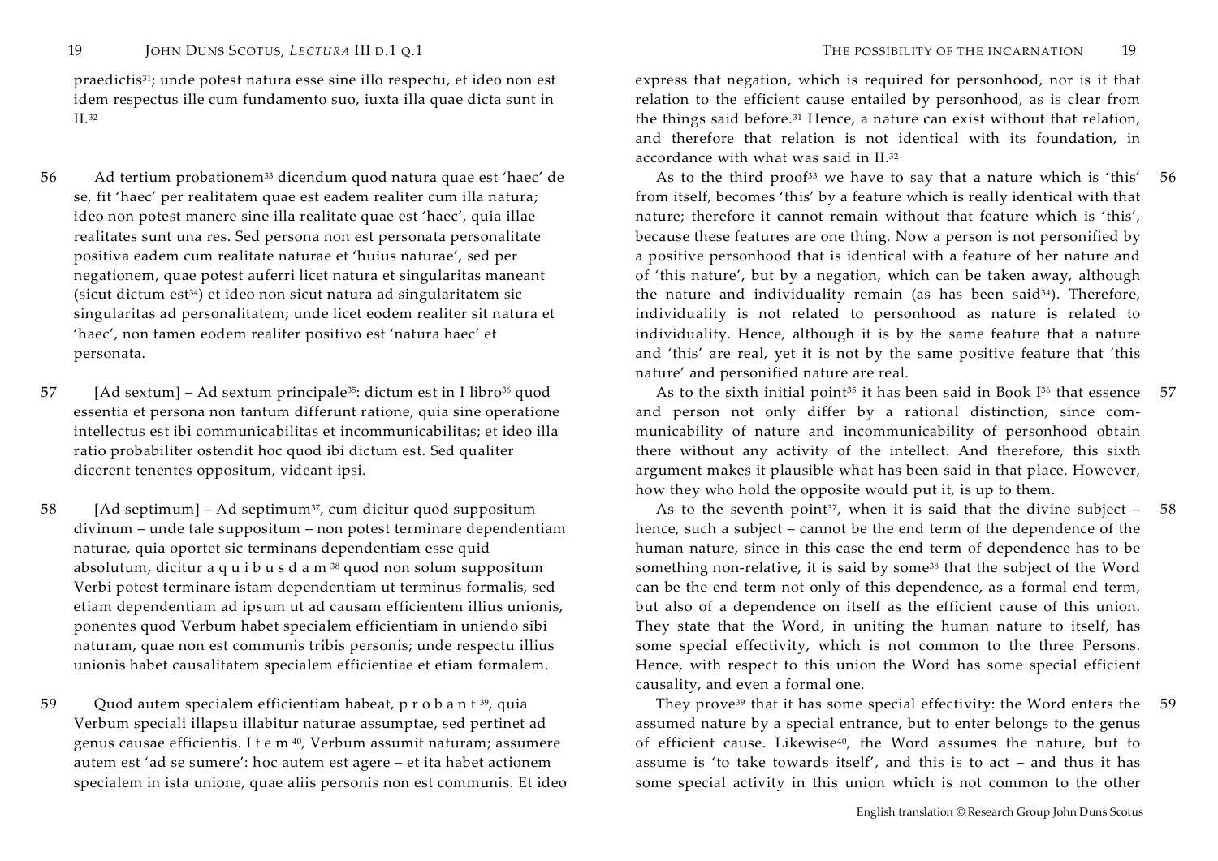praedictis[31]; unde potest natura esse sine illo respectu, et ideo non est idem respectus ille cum fundamento suo, iuxta illa quae dicta sunt in II.[32]

56 Ad tertium probationem[33] dicendum quod natura quae est 'haec' de se, fit 'haec' per realitatem quae est eadem realiter cum illa natura; ideo non potest manere sine illa realitate quae est 'haec', quia illae realitates sunt una res. Sed persona non est personata personalitate positiva eadem cum realitate naturae et 'huius naturae', sed per negationem, quae potest auferri licet natura et singularitas maneant (sicut dictum est[34]) et ideo non sicut natura ad singularitatem sic singularitas ad personalitatem; unde licet eodem realiter sit natura et 'haec', non tamen eodem realiter positivo est 'natura haec' et personata.

57 [Ad sextum] – Ad sextum principale[35]: dictum est in I libro[36] quod essentia et persona non tantum differunt ratione, quia sine operatione intellectus est ibi communicabilitas et incommunicabilitas; et ideo illa ratio probabiliter ostendit hoc quod ibi dictum est. Sed qualiter dicerent tenentes oppositum, videant ipsi.

58 [Ad septimum] – Ad septimum[37], cum dicitur quod suppositum divinum – unde tale suppositum – non potest terminare dependentiam naturae, quia oportet sic terminans dependentiam esse quid absolutum, dicitur a q u i b u s d a m[38] quod non solum suppositum Verbi potest terminare istam dependentiam ut terminus formalis, sed etiam dependentiam ad ipsum ut ad causam efficientem illius unionis, ponentes quod Verbum habet specialem efficientiam in uniendo sibi naturam, quae non est communis tribis personis; unde respectu illius unionis habet causalitatem specialem efficientiae et etiam formalem.

59 Quod autem specialem efficientiam habeat, p r o b a n t[39], quia Verbum speciali illapsu illabitur naturae assumptae, sed pertinet ad genus causae efficientis. I t e m[40], Verbum assumit naturam; assumere autem est 'ad se sumere': hoc autem est agere – et ita habet actionem specialem in ista unione, quae aliis personis non est communis. Et ideo

express that negation, which is required for personhood, nor is it that relation to the efficient cause entailed by personhood, as is clear from the things said before.[31] Hence, a nature can exist without that relation, and therefore that relation is not identical with its foundation, in accordance with what was said in II.[32]

56 As to the third proof[33] we have to say that a nature which is 'this' from itself, becomes 'this' by a feature which is really identical with that nature; therefore it cannot remain without that feature which is 'this', because these features are one thing. Now a person is not personified by a positive personhood that is identical with a feature of her nature and of 'this nature', but by a negation, which can be taken away, although the nature and individuality remain (as has been said[34]). Therefore, individuality is not related to personhood as nature is related to individuality. Hence, although it is by the same feature that a nature and 'this' are real, yet it is not by the same positive feature that 'this nature' and personified nature are real.

57 As to the sixth initial point[35] it has been said in Book I[36] that essence and person not only differ by a rational distinction, since communicability of nature and incommunicability of personhood obtain there without any activity of the intellect. And therefore, this sixth argument makes it plausible what has been said in that place. However, how they who hold the opposite would put it, is up to them.

58 As to the seventh point[37], when it is said that the divine subject – hence, such a subject – cannot be the end term of the dependence of the human nature, since in this case the end term of dependence has to be something non-relative, it is said by some[38] that the subject of the Word can be the end term not only of this dependence, as a formal end term, but also of a dependence on itself as the efficient cause of this union. They state that the Word, in uniting the human nature to itself, has some special effectivity, which is not common to the three Persons. Hence, with respect to this union the Word has some special efficient causality, and even a formal one.

59 They prove[39] that it has some special effectivity: the Word enters the assumed nature by a special entrance, but to enter belongs to the genus of efficient cause. Likewise[40], the Word assumes the nature, but to assume is 'to take towards itself', and this is to act – and thus it has some special activity in this union which is not common to the other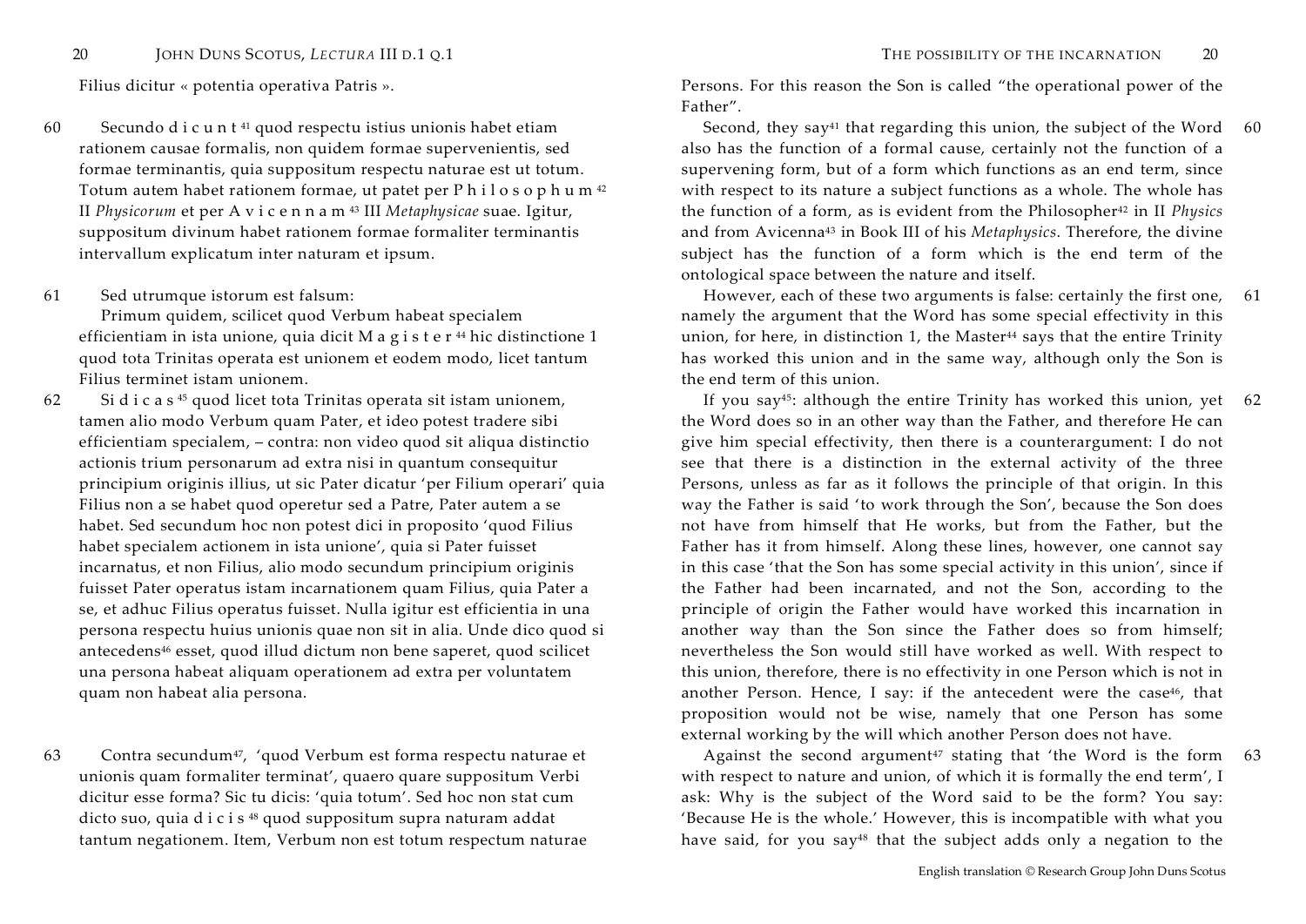Filius dicitur « potentia operativa Patris ».

60 Secundo d i c u n t [41] quod respectu istius unionis habet etiam rationem causae formalis, non quidem formae supervenientis, sed formae terminantis, quia suppositum respectu naturae est ut totum. Totum autem habet rationem formae, ut patet per P h i l o s o p h u m [42] II *Physicorum* et per A v i c e n n a m [43] III *Metaphysicae* suae. Igitur, suppositum divinum habet rationem formae formaliter terminantis intervallum explicatum inter naturam et ipsum.

61 Sed utrumque istorum est falsum:

Primum quidem, scilicet quod Verbum habeat specialem efficientiam in ista unione, quia dicit M a g i s t e r [44] hic distinctione 1 quod tota Trinitas operata est unionem et eodem modo, licet tantum Filius terminet istam unionem.

62 Si d i c a s [45] quod licet tota Trinitas operata sit istam unionem, tamen alio modo Verbum quam Pater, et ideo potest tradere sibi efficientiam specialem, – contra: non video quod sit aliqua distinctio actionis trium personarum ad extra nisi in quantum consequitur principium originis illius, ut sic Pater dicatur 'per Filium operari' quia Filius non a se habet quod operetur sed a Patre, Pater autem a se habet. Sed secundum hoc non potest dici in proposito 'quod Filius habet specialem actionem in ista unione', quia si Pater fuisset incarnatus, et non Filius, alio modo secundum principium originis fuisset Pater operatus istam incarnationem quam Filius, quia Pater a se, et adhuc Filius operatus fuisset. Nulla igitur est efficientia in una persona respectu huius unionis quae non sit in alia. Unde dico quod si antecedens[46] esset, quod illud dictum non bene saperet, quod scilicet una persona habeat aliquam operationem ad extra per voluntatem quam non habeat alia persona.

63 Contra secundum[47], 'quod Verbum est forma respectu naturae et unionis quam formaliter terminat', quaero quare suppositum Verbi dicitur esse forma? Sic tu dicis: 'quia totum'. Sed hoc non stat cum dicto suo, quia d i c i s [48] quod suppositum supra naturam addat tantum negationem. Item, Verbum non est totum respectum naturae

---

Persons. For this reason the Son is called "the operational power of the Father".

60 Second, they say[41] that regarding this union, the subject of the Word also has the function of a formal cause, certainly not the function of a supervening form, but of a form which functions as an end term, since with respect to its nature a subject functions as a whole. The whole has the function of a form, as is evident from the Philosopher[42] in II *Physics* and from Avicenna[43] in Book III of his *Metaphysics*. Therefore, the divine subject has the function of a form which is the end term of the ontological space between the nature and itself.

61 However, each of these two arguments is false: certainly the first one, namely the argument that the Word has some special effectivity in this union, for here, in distinction 1, the Master[44] says that the entire Trinity has worked this union and in the same way, although only the Son is the end term of this union.

62 If you say[45]: although the entire Trinity has worked this union, yet the Word does so in an other way than the Father, and therefore He can give him special effectivity, then there is a counterargument: I do not see that there is a distinction in the external activity of the three Persons, unless as far as it follows the principle of that origin. In this way the Father is said 'to work through the Son', because the Son does not have from himself that He works, but from the Father, but the Father has it from himself. Along these lines, however, one cannot say in this case 'that the Son has some special activity in this union', since if the Father had been incarnated, and not the Son, according to the principle of origin the Father would have worked this incarnation in another way than the Son since the Father does so from himself; nevertheless the Son would still have worked as well. With respect to this union, therefore, there is no effectivity in one Person which is not in another Person. Hence, I say: if the antecedent were the case[46], that proposition would not be wise, namely that one Person has some external working by the will which another Person does not have.

63 Against the second argument[47] stating that 'the Word is the form with respect to nature and union, of which it is formally the end term', I ask: Why is the subject of the Word said to be the form? You say: 'Because He is the whole.' However, this is incompatible with what you have said, for you say[48] that the subject adds only a negation to the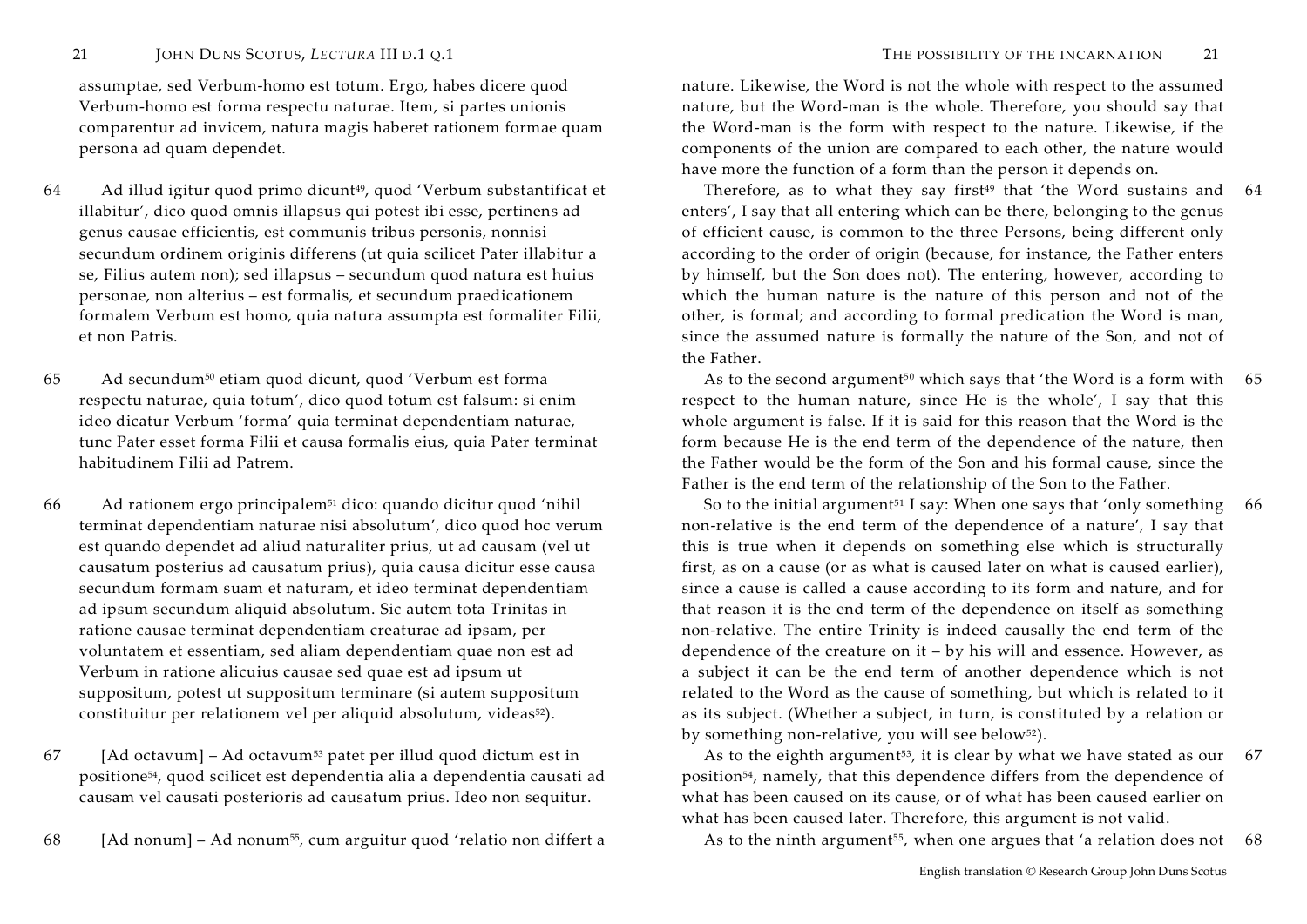assumptae, sed Verbum-homo est totum. Ergo, habes dicere quod Verbum-homo est forma respectu naturae. Item, si partes unionis compararentur ad invicem, natura magis haberet rationem formae quam persona ad quam dependet.

64 Ad illud igitur quod primo dicunt[49], quod 'Verbum substantificat et illabitur', dico quod omnis illapsus qui potest ibi esse, pertinens ad genus causae efficientis, est communis tribus personis, nonnisi secundum ordinem originis differens (ut quia scilicet Pater illabitur a se, Filius autem non); sed illapsus – secundum quod natura est huius personae, non alterius – est formalis, et secundum praedicationem formalem Verbum est homo, quia natura assumpta est formaliter Filii, et non Patris.

65 Ad secundum[50] etiam quod dicunt, quod 'Verbum est forma respectu naturae, quia totum', dico quod totum est falsum: si enim ideo dicatur Verbum 'forma' quia terminat dependentiam naturae, tunc Pater esset forma Filii et causa formalis eius, quia Pater terminat habitudinem Filii ad Patrem.

66 Ad rationem ergo principalem[51] dico: quando dicitur quod 'nihil terminat dependentiam naturae nisi absolutum', dico quod hoc verum est quando dependet ad aliud naturaliter prius, ut ad causam (vel ut causatum posterius ad causatum prius), quia causa dicitur esse causa secundum formam suam et naturam, et ideo terminat dependentiam ad ipsum secundum aliquid absolutum. Sic autem tota Trinitas in ratione causae terminat dependentiam creaturae ad ipsam, per voluntatem et essentiam, sed aliam dependentiam quae non est ad Verbum in ratione alicuius causae sed quae est ad ipsum ut suppositum, potest ut suppositum terminare (si autem suppositum constituitur per relationem vel per aliquid absolutum, videas[52]).

67 [Ad octavum] – Ad octavum[53] patet per illud quod dictum est in positione[54], quod scilicet est dependentia alia a dependentia causati ad causam vel causati posterioris ad causatum prius. Ideo non sequitur.

68 [Ad nonum] – Ad nonum[55], cum arguitur quod 'relatio non differt a

---

nature. Likewise, the Word is not the whole with respect to the assumed nature, but the Word-man is the whole. Therefore, you should say that the Word-man is the form with respect to the nature. Likewise, if the components of the union are compared to each other, the nature would have more the function of a form than the person it depends on.

64 Therefore, as to what they say first[49] that 'the Word sustains and enters', I say that all entering which can be there, belonging to the genus of efficient cause, is common to the three Persons, being different only according to the order of origin (because, for instance, the Father enters by himself, but the Son does not). The entering, however, according to which the human nature is the nature of this person and not of the other, is formal; and according to formal predication the Word is man, since the assumed nature is formally the nature of the Son, and not of the Father.

65 As to the second argument[50] which says that 'the Word is a form with respect to the human nature, since He is the whole', I say that this whole argument is false. If it is said for this reason that the Word is the form because He is the end term of the dependence of the nature, then the Father would be the form of the Son and his formal cause, since the Father is the end term of the relationship of the Son to the Father.

66 So to the initial argument[51] I say: When one says that 'only something non-relative is the end term of the dependence of a nature', I say that this is true when it depends on something else which is structurally first, as on a cause (or as what is caused later on what is caused earlier), since a cause is called a cause according to its form and nature, and for that reason it is the end term of the dependence on itself as something non-relative. The entire Trinity is indeed causally the end term of the dependence of the creature on it – by his will and essence. However, as a subject it can be the end term of another dependence which is not related to the Word as the cause of something, but which is related to it as its subject. (Whether a subject, in turn, is constituted by a relation or by something non-relative, you will see below[52]).

67 As to the eighth argument[53], it is clear by what we have stated as our position[54], namely, that this dependence differs from the dependence of what has been caused on its cause, or of what has been caused earlier on what has been caused later. Therefore, this argument is not valid.

68 As to the ninth argument[55], when one argues that 'a relation does not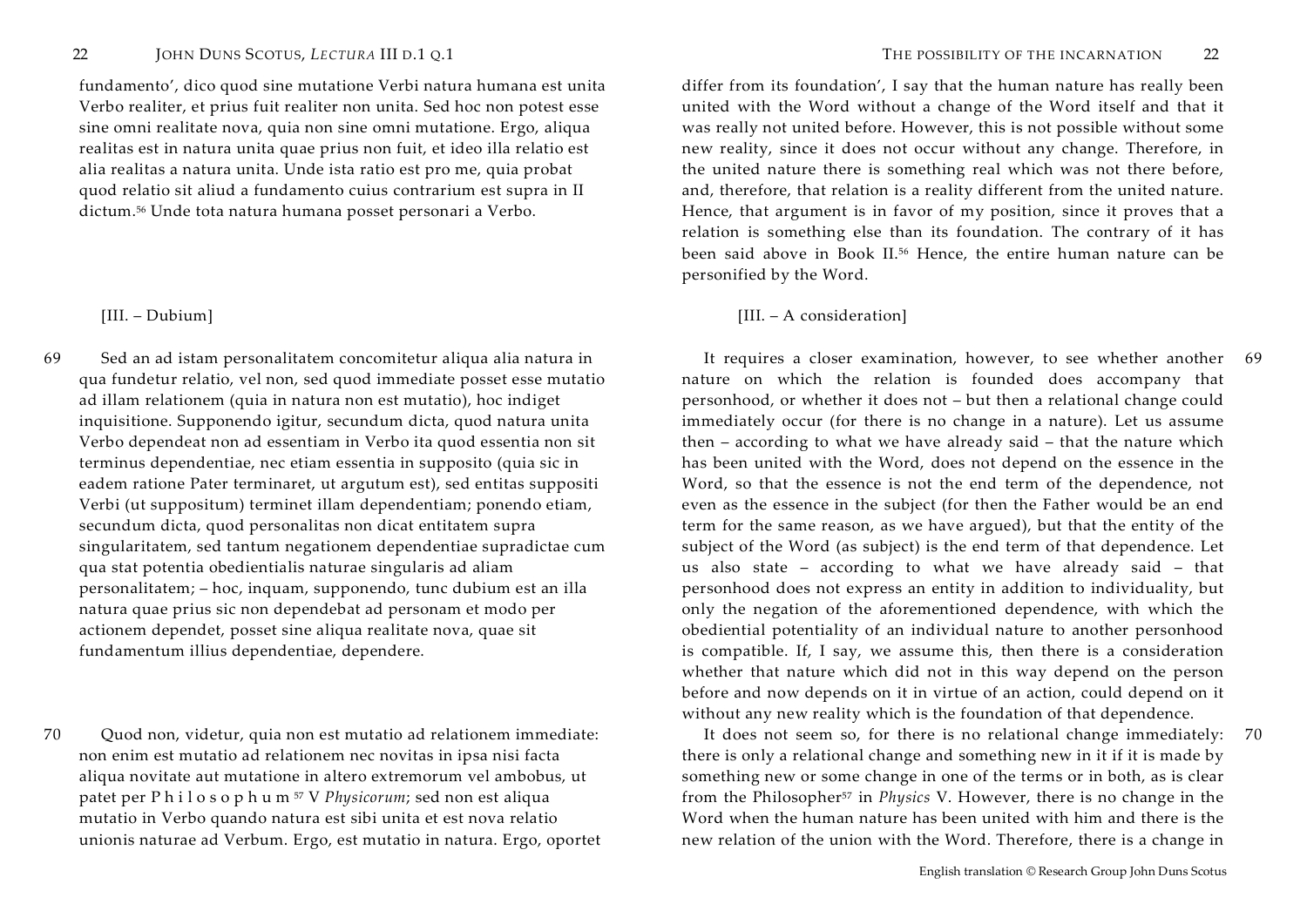fundamento', dico quod sine mutatione Verbi natura humana est unita Verbo realiter, et prius fuit realiter non unita. Sed hoc non potest esse sine omni realitate nova, quia non sine omni mutatione. Ergo, aliqua realitas est in natura unita quae prius non fuit, et ideo illa relatio est alia realitas a natura unita. Unde ista ratio est pro me, quia probat quod relatio sit aliud a fundamento cuius contrarium est supra in II dictum.[56] Unde tota natura humana posset personari a Verbo.

[III. – Dubium]

69 Sed an ad istam personalitatem concomitetur aliqua alia natura in qua fundetur relatio, vel non, sed quod immediate posset esse mutatio ad illam relationem (quia in natura non est mutatio), hoc indiget inquisitione. Supponendo igitur, secundum dicta, quod natura unita Verbo dependeat non ad essentiam in Verbo ita quod essentia non sit terminus dependentiae, nec etiam essentia in supposito (quia sic in eadem ratione Pater terminaret, ut argutum est), sed entitas suppositi Verbi (ut suppositum) terminet illam dependentiam; ponendo etiam, secundum dicta, quod personalitas non dicat entitatem supra singularitatem, sed tantum negationem dependentiae supradictae cum qua stat potentia obedientialis naturae singularis ad aliam personalitatem; – hoc, inquam, supponendo, tunc dubium est an illa natura quae prius sic non dependebat ad personam et modo per actionem dependet, posset sine aliqua realitate nova, quae sit fundamentum illius dependentiae, dependere.

70 Quod non, videtur, quia non est mutatio ad relationem immediate: non enim est mutatio ad relationem nec novitas in ipsa nisi facta aliqua novitate aut mutatione in altero extremorum vel ambobus, ut patet per P h i l o s o p h u m[57] V *Physicorum*; sed non est aliqua mutatio in Verbo quando natura est sibi unita et est nova relatio unionis naturae ad Verbum. Ergo, est mutatio in natura. Ergo, oportet

differ from its foundation', I say that the human nature has really been united with the Word without a change of the Word itself and that it was really not united before. However, this is not possible without some new reality, since it does not occur without any change. Therefore, in the united nature there is something real which was not there before, and, therefore, that relation is a reality different from the united nature. Hence, that argument is in favor of my position, since it proves that a relation is something else than its foundation. The contrary of it has been said above in Book II.[56] Hence, the entire human nature can be personified by the Word.

[III. – A consideration]

69 It requires a closer examination, however, to see whether another nature on which the relation is founded does accompany that personhood, or whether it does not – but then a relational change could immediately occur (for there is no change in a nature). Let us assume then – according to what we have already said – that the nature which has been united with the Word, does not depend on the essence in the Word, so that the essence is not the end term of the dependence, not even as the essence in the subject (for then the Father would be an end term for the same reason, as we have argued), but that the entity of the subject of the Word (as subject) is the end term of that dependence. Let us also state – according to what we have already said – that personhood does not express an entity in addition to individuality, but only the negation of the aforementioned dependence, with which the obediential potentiality of an individual nature to another personhood is compatible. If, I say, we assume this, then there is a consideration whether that nature which did not in this way depend on the person before and now depends on it in virtue of an action, could depend on it without any new reality which is the foundation of that dependence.

70 It does not seem so, for there is no relational change immediately: there is only a relational change and something new in it if it is made by something new or some change in one of the terms or in both, as is clear from the Philosopher[57] in *Physics* V. However, there is no change in the Word when the human nature has been united with him and there is the new relation of the union with the Word. Therefore, there is a change in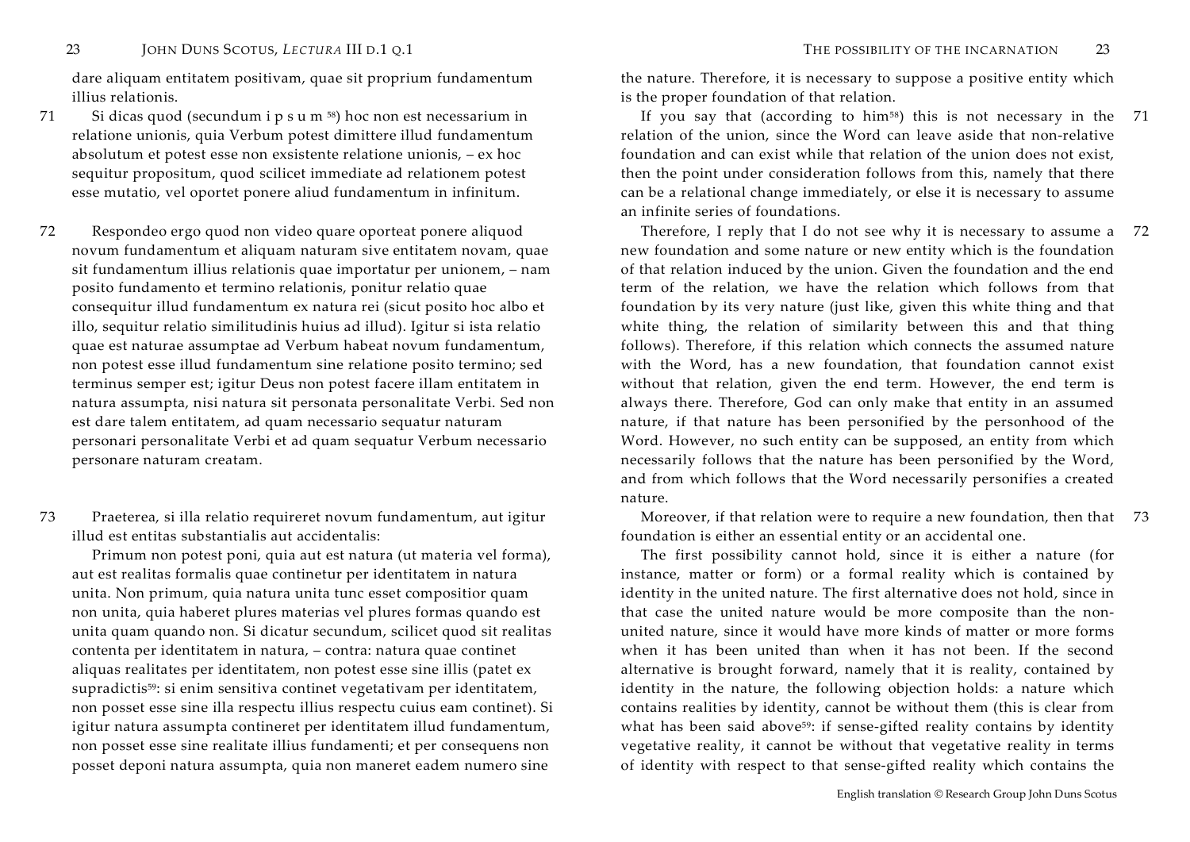dare aliquam entitatem positivam, quae sit proprium fundamentum illius relationis.

71 Si dicas quod (secundum i p s u m [58]) hoc non est necessarium in relatione unionis, quia Verbum potest dimittere illud fundamentum absolutum et potest esse non exsistente relatione unionis, – ex hoc sequitur propositum, quod scilicet immediate ad relationem potest esse mutatio, vel oportet ponere aliud fundamentum in infinitum.

72 Respondeo ergo quod non video quare oporteat ponere aliquod novum fundamentum et aliquam naturam sive entitatem novam, quae sit fundamentum illius relationis quae importatur per unionem, – nam posito fundamento et termino relationis, ponitur relatio quae consequitur illud fundamentum ex natura rei (sicut posito hoc albo et illo, sequitur relatio similitudinis huius ad illud). Igitur si ista relatio quae est naturae assumptae ad Verbum habeat novum fundamentum, non potest esse illud fundamentum sine relatione posito termino; sed terminus semper est; igitur Deus non potest facere illam entitatem in natura assumpta, nisi natura sit personata personalitate Verbi. Sed non est dare talem entitatem, ad quam necessario sequatur naturam personari personalitate Verbi et ad quam sequatur Verbum necessario personare naturam creatam.

73 Praeterea, si illa relatio requireret novum fundamentum, aut igitur illud est entitas substantialis aut accidentalis:

Primum non potest poni, quia aut est natura (ut materia vel forma), aut est realitas formalis quae continetur per identitatem in natura unita. Non primum, quia natura unita tunc esset compositior quam non unita, quia haberet plures materias vel plures formas quando est unita quam quando non. Si dicatur secundum, scilicet quod sit realitas contenta per identitatem in natura, – contra: natura quae continet aliquas realitates per identitatem, non potest esse sine illis (patet ex supradictis[59]: si enim sensitiva continet vegetativam per identitatem, non posset esse sine illa respectu illius respectu cuius eam continet). Si igitur natura assumpta contineret per identitatem illud fundamentum, non posset esse sine realitate illius fundamenti; et per consequens non posset deponi natura assumpta, quia non maneret eadem numero sine

---

the nature. Therefore, it is necessary to suppose a positive entity which is the proper foundation of that relation.

71 If you say that (according to him[58]) this is not necessary in the relation of the union, since the Word can leave aside that non-relative foundation and can exist while that relation of the union does not exist, then the point under consideration follows from this, namely that there can be a relational change immediately, or else it is necessary to assume an infinite series of foundations.

72 Therefore, I reply that I do not see why it is necessary to assume a new foundation and some nature or new entity which is the foundation of that relation induced by the union. Given the foundation and the end term of the relation, we have the relation which follows from that foundation by its very nature (just like, given this white thing and that white thing, the relation of similarity between this and that thing follows). Therefore, if this relation which connects the assumed nature with the Word, has a new foundation, that foundation cannot exist without that relation, given the end term. However, the end term is always there. Therefore, God can only make that entity in an assumed nature, if that nature has been personified by the personhood of the Word. However, no such entity can be supposed, an entity from which necessarily follows that the nature has been personified by the Word, and from which follows that the Word necessarily personifies a created nature.

73 Moreover, if that relation were to require a new foundation, then that foundation is either an essential entity or an accidental one.

The first possibility cannot hold, since it is either a nature (for instance, matter or form) or a formal reality which is contained by identity in the united nature. The first alternative does not hold, since in that case the united nature would be more composite than the non-united nature, since it would have more kinds of matter or more forms when it has been united than when it has not been. If the second alternative is brought forward, namely that it is reality, contained by identity in the nature, the following objection holds: a nature which contains realities by identity, cannot be without them (this is clear from what has been said above[59]: if sense-gifted reality contains by identity vegetative reality, it cannot be without that vegetative reality in terms of identity with respect to that sense-gifted reality which contains the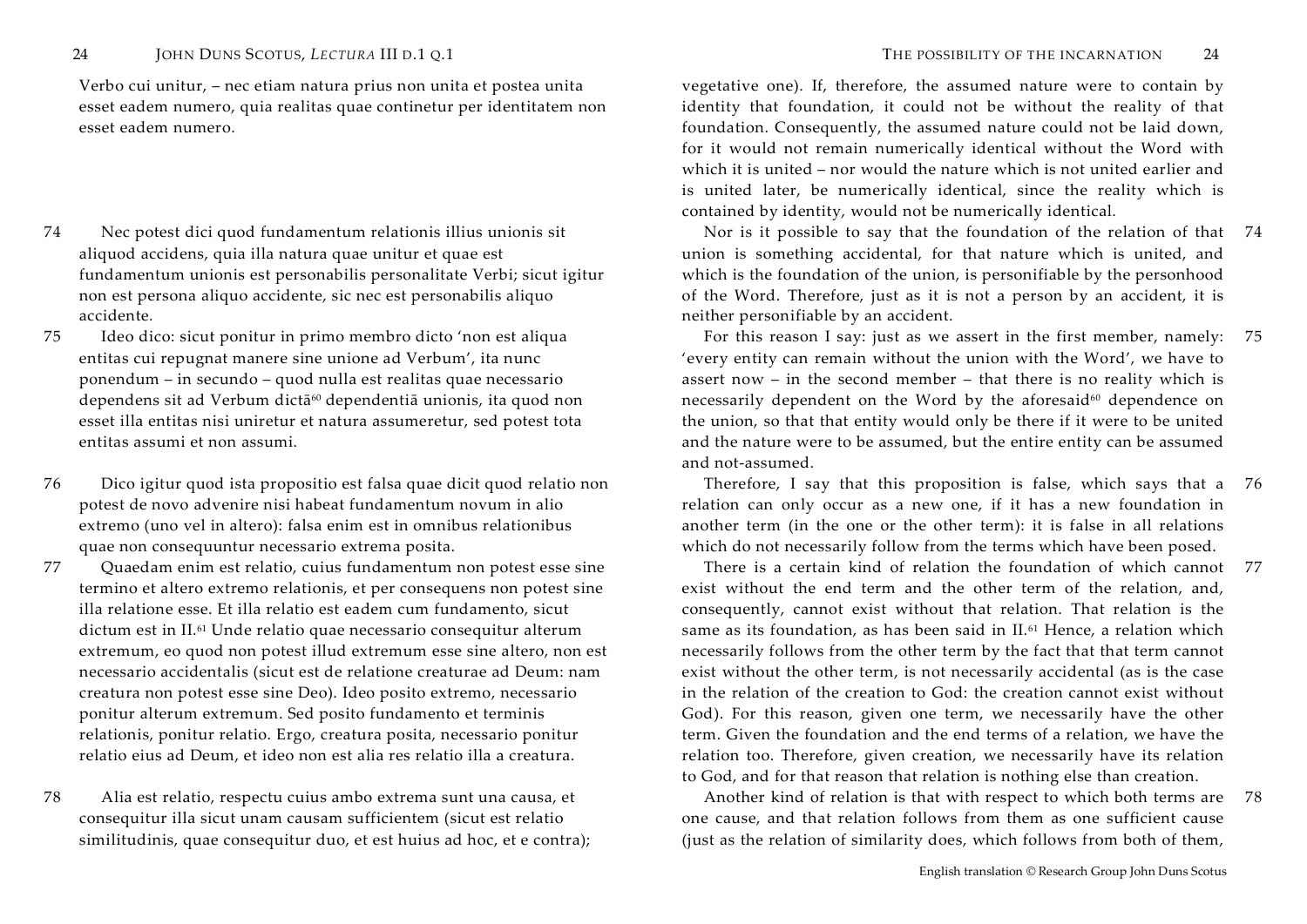Verbo cui unitur, – nec etiam natura prius non unita et postea unita esset eadem numero, quia realitas quae continetur per identitatem non esset eadem numero.

vegetative one). If, therefore, the assumed nature were to contain by identity that foundation, it could not be without the reality of that foundation. Consequently, the assumed nature could not be laid down, for it would not remain numerically identical without the Word with which it is united – nor would the nature which is not united earlier and is united later, be numerically identical, since the reality which is contained by identity, would not be numerically identical.

74 Nec potest dici quod fundamentum relationis illius unionis sit aliquod accidens, quia illa natura quae unitur et quae est fundamentum unionis est personabilis personalitate Verbi; sicut igitur non est persona aliquo accidente, sic nec est personabilis aliquo accidente.

Nor is it possible to say that the foundation of the relation of that union is something accidental, for that nature which is united, and which is the foundation of the union, is personifiable by the personhood of the Word. Therefore, just as it is not a person by an accident, it is neither personifiable by an accident. 74

75 Ideo dico: sicut ponitur in primo membro dicto 'non est aliqua entitas cui repugnat manere sine unione ad Verbum', ita nunc ponendum – in secundo – quod nulla est realitas quae necessario dependens sit ad Verbum dictā[60] dependentiā unionis, ita quod non esset illa entitas nisi uniretur et natura assumeretur, sed potest tota entitas assumi et non assumi.

For this reason I say: just as we assert in the first member, namely: 'every entity can remain without the union with the Word', we have to assert now – in the second member – that there is no reality which is necessarily dependent on the Word by the aforesaid[60] dependence on the union, so that that entity would only be there if it were to be united and the nature were to be assumed, but the entire entity can be assumed and not-assumed. 75

76 Dico igitur quod ista propositio est falsa quae dicit quod relatio non potest de novo advenire nisi habeat fundamentum novum in alio extremo (uno vel in altero): falsa enim est in omnibus relationibus quae non consequuntur necessario extrema posita.

Therefore, I say that this proposition is false, which says that a relation can only occur as a new one, if it has a new foundation in another term (in the one or the other term): it is false in all relations which do not necessarily follow from the terms which have been posed. 76

77 Quaedam enim est relatio, cuius fundamentum non potest esse sine termino et altero extremo relationis, et per consequens non potest sine illa relatione esse. Et illa relatio est eadem cum fundamento, sicut dictum est in II.[61] Unde relatio quae necessario consequitur alterum extremum, eo quod non potest illud extremum esse sine altero, non est necessario accidentalis (sicut est de relatione creaturae ad Deum: nam creatura non potest esse sine Deo). Ideo posito extremo, necessario ponitur alterum extremum. Sed posito fundamento et terminis relationis, ponitur relatio. Ergo, creatura posita, necessario ponitur relatio eius ad Deum, et ideo non est alia res relatio illa a creatura.

There is a certain kind of relation the foundation of which cannot exist without the end term and the other term of the relation, and, consequently, cannot exist without that relation. That relation is the same as its foundation, as has been said in II.[61] Hence, a relation which necessarily follows from the other term by the fact that that term cannot exist without the other term, is not necessarily accidental (as is the case in the relation of the creation to God: the creation cannot exist without God). For this reason, given one term, we necessarily have the other term. Given the foundation and the end terms of a relation, we have the relation too. Therefore, given creation, we necessarily have its relation to God, and for that reason that relation is nothing else than creation. 77

78 Alia est relatio, respectu cuius ambo extrema sunt una causa, et consequitur illa sicut unam causam sufficientem (sicut est relatio similitudinis, quae consequitur duo, et est huius ad hoc, et e contra);

Another kind of relation is that with respect to which both terms are one cause, and that relation follows from them as one sufficient cause (just as the relation of similarity does, which follows from both of them, 78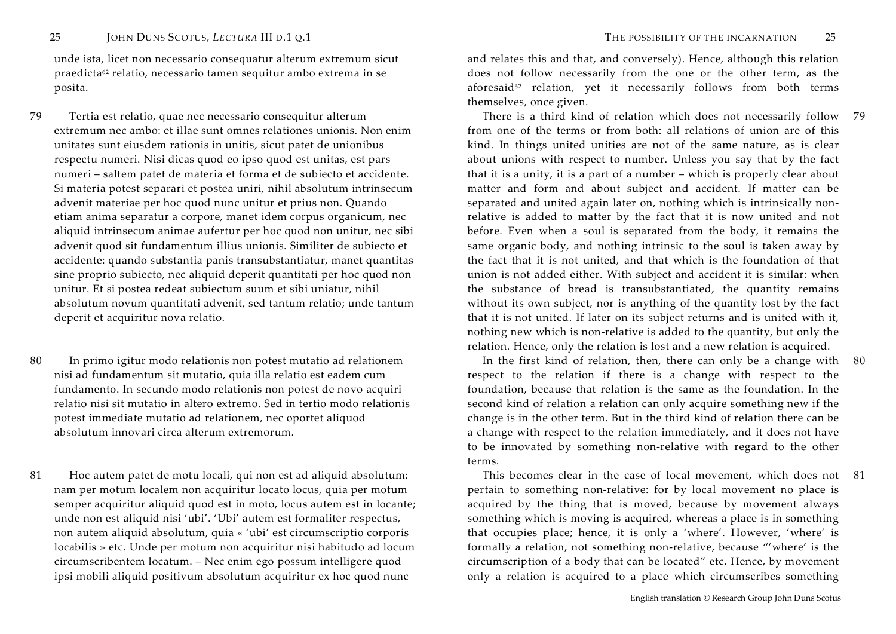unde ista, licet non necessario consequatur alterum extremum sicut praedicta[62] relatio, necessario tamen sequitur ambo extrema in se posita.

79 Tertia est relatio, quae nec necessario consequitur alterum extremum nec ambo: et illae sunt omnes relationes unionis. Non enim unitates sunt eiusdem rationis in unitis, sicut patet de unionibus respectu numeri. Nisi dicas quod eo ipso quod est unitas, est pars numeri – saltem patet de materia et forma et de subiecto et accidente. Si materia potest separari et postea uniri, nihil absolutum intrinsecum advenit materiae per hoc quod nunc unitur et prius non. Quando etiam anima separatur a corpore, manet idem corpus organicum, nec aliquid intrinsecum animae aufertur per hoc quod non unitur, nec sibi advenit quod sit fundamentum illius unionis. Similiter de subiecto et accidente: quando substantia panis transubstantiatur, manet quantitas sine proprio subiecto, nec aliquid deperit quantitati per hoc quod non unitur. Et si postea redeat subiectum suum et sibi uniatur, nihil absolutum novum quantitati advenit, sed tantum relatio; unde tantum deperit et acquiritur nova relatio.

80 In primo igitur modo relationis non potest mutatio ad relationem nisi ad fundamentum sit mutatio, quia illa relatio est eadem cum fundamento. In secundo modo relationis non potest de novo acquiri relatio nisi sit mutatio in altero extremo. Sed in tertio modo relationis potest immediate mutatio ad relationem, nec oportet aliquod absolutum innovari circa alterum extremorum.

81 Hoc autem patet de motu locali, qui non est ad aliquid absolutum: nam per motum localem non acquiritur locato locus, quia per motum semper acquiritur aliquid quod est in moto, locus autem est in locante; unde non est aliquid nisi 'ubi'. 'Ubi' autem est formaliter respectus, non autem aliquid absolutum, quia « 'ubi' est circumscriptio corporis locabilis » etc. Unde per motum non acquiritur nisi habitudo ad locum circumscribentem locatum. – Nec enim ego possum intelligere quod ipsi mobili aliquid positivum absolutum acquiritur ex hoc quod nunc

---

and relates this and that, and conversely). Hence, although this relation does not follow necessarily from the one or the other term, as the aforesaid[62] relation, yet it necessarily follows from both terms themselves, once given.

79 There is a third kind of relation which does not necessarily follow from one of the terms or from both: all relations of union are of this kind. In things united unities are not of the same nature, as is clear about unions with respect to number. Unless you say that by the fact that it is a unity, it is a part of a number – which is properly clear about matter and form and about subject and accident. If matter can be separated and united again later on, nothing which is intrinsically non-relative is added to matter by the fact that it is now united and not before. Even when a soul is separated from the body, it remains the same organic body, and nothing intrinsic to the soul is taken away by the fact that it is not united, and that which is the foundation of that union is not added either. With subject and accident it is similar: when the substance of bread is transubstantiated, the quantity remains without its own subject, nor is anything of the quantity lost by the fact that it is not united. If later on its subject returns and is united with it, nothing new which is non-relative is added to the quantity, but only the relation. Hence, only the relation is lost and a new relation is acquired.

80 In the first kind of relation, then, there can only be a change with respect to the relation if there is a change with respect to the foundation, because that relation is the same as the foundation. In the second kind of relation a relation can only acquire something new if the change is in the other term. But in the third kind of relation there can be a change with respect to the relation immediately, and it does not have to be innovated by something non-relative with regard to the other terms.

81 This becomes clear in the case of local movement, which does not pertain to something non-relative: for by local movement no place is acquired by the thing that is moved, because by movement always something which is moving is acquired, whereas a place is in something that occupies place; hence, it is only a 'where'. However, 'where' is formally a relation, not something non-relative, because "'where' is the circumscription of a body that can be located" etc. Hence, by movement only a relation is acquired to a place which circumscribes something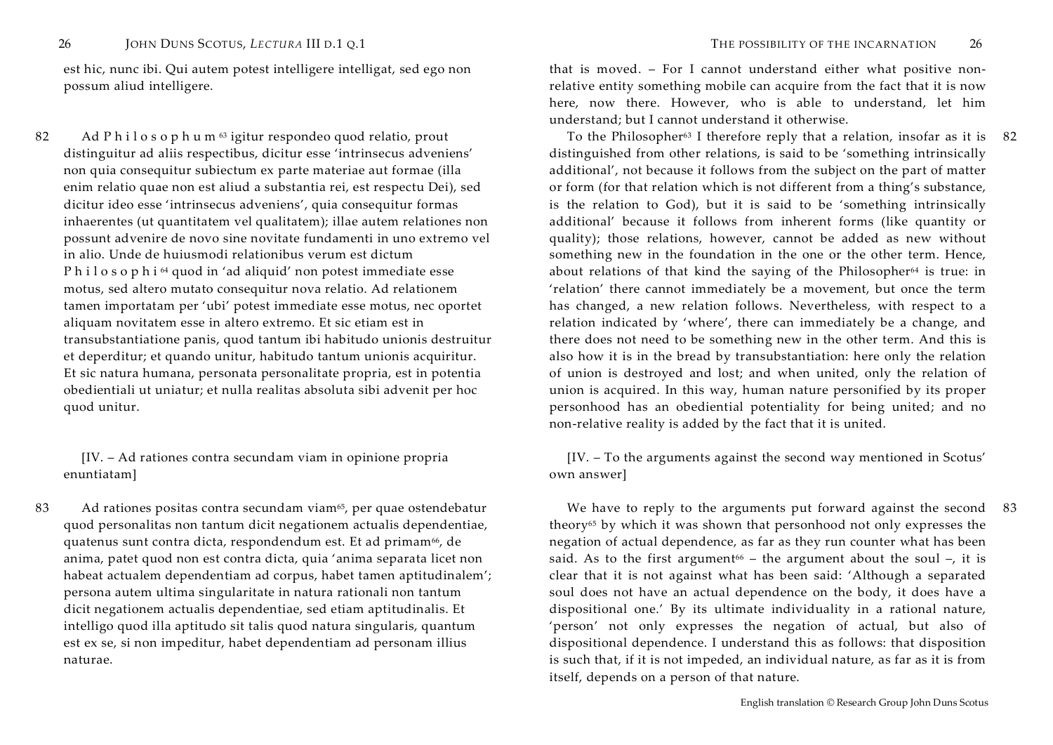est hic, nunc ibi. Qui autem potest intelligere intelligat, sed ego non possum aliud intelligere.

82 Ad P h i l o s o p h u m [63] igitur respondeo quod relatio, prout distinguitur ad aliis respectibus, dicitur esse 'intrinsecus adveniens' non quia consequitur subiectum ex parte materiae aut formae (illa enim relatio quae non est aliud a substantia rei, est respectu Dei), sed dicitur ideo esse 'intrinsecus adveniens', quia consequitur formas inhaerentes (ut quantitatem vel qualitatem); illae autem relationes non possunt advenire de novo sine novitate fundamenti in uno extremo vel in alio. Unde de huiusmodi relationibus verum est dictum P h i l o s o p h i [64] quod in 'ad aliquid' non potest immediate esse motus, sed altero mutato consequitur nova relatio. Ad relationem tamen importatam per 'ubi' potest immediate esse motus, nec oportet aliquam novitatem esse in altero extremo. Et sic etiam est in transubstantiatione panis, quod tantum ibi habitudo unionis destruitur et deperditur; et quando unitur, habitudo tantum unionis acquiritur. Et sic natura humana, personata personalitate propria, est in potentia obedientiali ut uniatur; et nulla realitas absoluta sibi advenit per hoc quod unitur.

[IV. – Ad rationes contra secundam viam in opinione propria enuntiatam]

83 Ad rationes positas contra secundam viam[65], per quae ostendebatur quod personalitas non tantum dicit negationem actualis dependentiae, quatenus sunt contra dicta, respondendum est. Et ad primam[66], de anima, patet quod non est contra dicta, quia 'anima separata licet non habeat actualem dependentiam ad corpus, habet tamen aptitudinalem'; persona autem ultima singularitate in natura rationali non tantum dicit negationem actualis dependentiae, sed etiam aptitudinalis. Et intelligo quod illa aptitudo sit talis quod natura singularis, quantum est ex se, si non impeditur, habet dependentiam ad personam illius naturae.

---

that is moved. – For I cannot understand either what positive non-relative entity something mobile can acquire from the fact that it is now here, now there. However, who is able to understand, let him understand; but I cannot understand it otherwise.

82 To the Philosopher[63] I therefore reply that a relation, insofar as it is distinguished from other relations, is said to be 'something intrinsically additional', not because it follows from the subject on the part of matter or form (for that relation which is not different from a thing's substance, is the relation to God), but it is said to be 'something intrinsically additional' because it follows from inherent forms (like quantity or quality); those relations, however, cannot be added as new without something new in the foundation in the one or the other term. Hence, about relations of that kind the saying of the Philosopher[64] is true: in 'relation' there cannot immediately be a movement, but once the term has changed, a new relation follows. Nevertheless, with respect to a relation indicated by 'where', there can immediately be a change, and there does not need to be something new in the other term. And this is also how it is in the bread by transubstantiation: here only the relation of union is destroyed and lost; and when united, only the relation of union is acquired. In this way, human nature personified by its proper personhood has an obediential potentiality for being united; and no non-relative reality is added by the fact that it is united.

[IV. – To the arguments against the second way mentioned in Scotus' own answer]

83 We have to reply to the arguments put forward against the second theory[65] by which it was shown that personhood not only expresses the negation of actual dependence, as far as they run counter what has been said. As to the first argument[66] – the argument about the soul –, it is clear that it is not against what has been said: 'Although a separated soul does not have an actual dependence on the body, it does have a dispositional one.' By its ultimate individuality in a rational nature, 'person' not only expresses the negation of actual, but also of dispositional dependence. I understand this as follows: that disposition is such that, if it is not impeded, an individual nature, as far as it is from itself, depends on a person of that nature.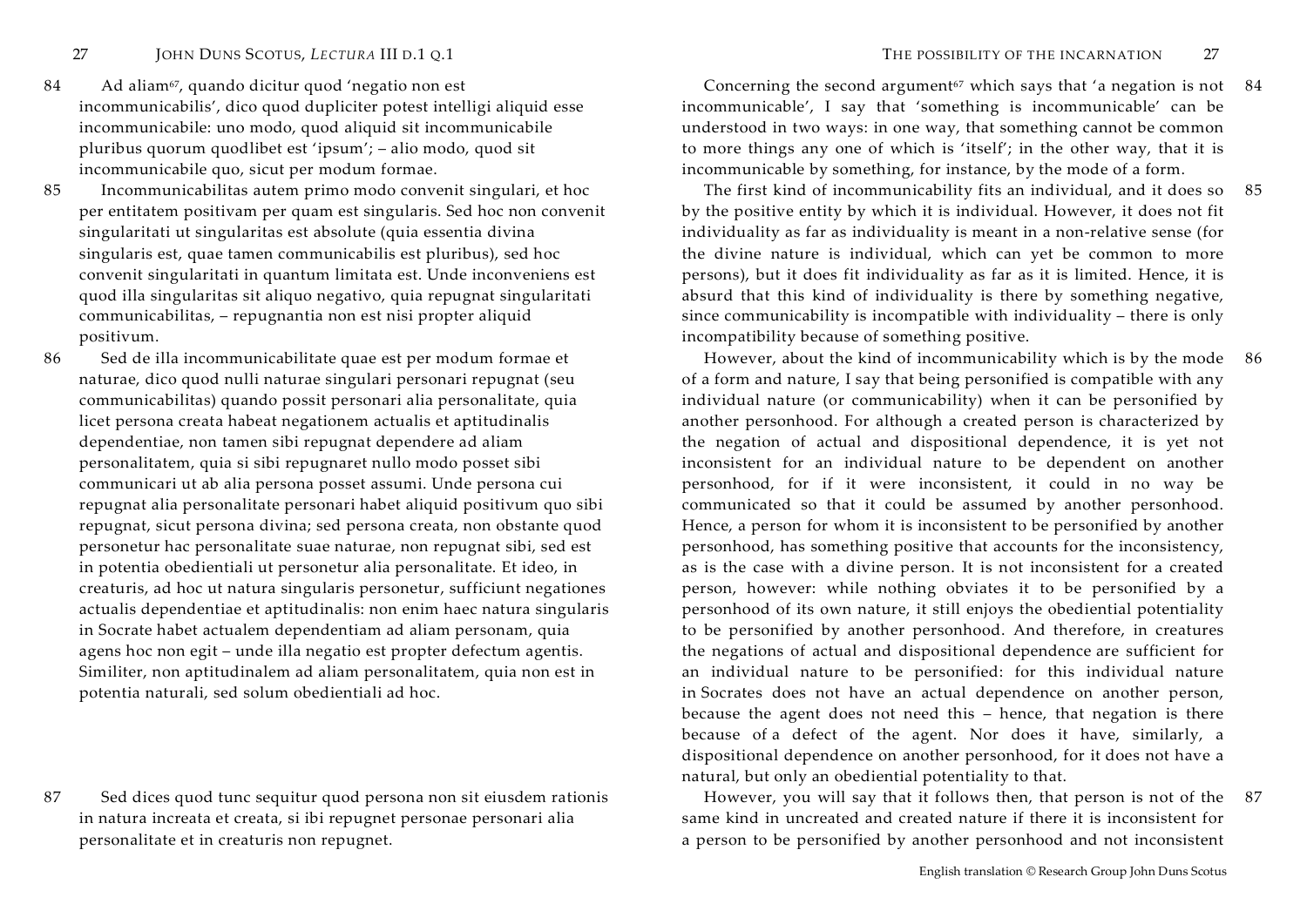84 Ad aliam[67], quando dicitur quod 'negatio non est incommunicabilis', dico quod dupliciter potest intelligi aliquid esse incommunicabile: uno modo, quod aliquid sit incommunicabile pluribus quorum quodlibet est 'ipsum'; – alio modo, quod sit incommunicabile quo, sicut per modum formae.

85 Incommunicabilitas autem primo modo convenit singulari, et hoc per entitatem positivam per quam est singularis. Sed hoc non convenit singularitati ut singularitas est absolute (quia essentia divina singularis est, quae tamen communicabilis est pluribus), sed hoc convenit singularitati in quantum limitata est. Unde inconveniens est quod illa singularitas sit aliquo negativo, quia repugnat singularitati communicabilitas, – repugnantia non est nisi propter aliquid positivum.

86 Sed de illa incommunicabilitate quae est per modum formae et naturae, dico quod nulli naturae singulari personari repugnat (seu communicabilitas) quando possit personari alia personalitate, quia licet persona creata habeat negationem actualis et aptitudinalis dependentiae, non tamen sibi repugnat dependere ad aliam personalitatem, quia si sibi repugnaret nullo modo posset sibi communicari ut ab alia persona posset assumi. Unde persona cui repugnat alia personalitate personari habet aliquid positivum quo sibi repugnat, sicut persona divina; sed persona creata, non obstante quod personetur hac personalitate suae naturae, non repugnat sibi, sed est in potentia obedientiali ut personetur alia personalitate. Et ideo, in creaturis, ad hoc ut natura singularis personetur, sufficiunt negationes actualis dependentiae et aptitudinalis: non enim haec natura singularis in Socrate habet actualem dependentiam ad aliam personam, quia agens hoc non egit – unde illa negatio est propter defectum agentis. Similiter, non aptitudinalem ad aliam personalitatem, quia non est in potentia naturali, sed solum obedientiali ad hoc.

87 Sed dices quod tunc sequitur quod persona non sit eiusdem rationis in natura increata et creata, si ibi repugnet personae personari alia personalitate et in creaturis non repugnet.

---

84 Concerning the second argument[67] which says that 'a negation is not incommunicable', I say that 'something is incommunicable' can be understood in two ways: in one way, that something cannot be common to more things any one of which is 'itself'; in the other way, that it is incommunicable by something, for instance, by the mode of a form.

85 The first kind of incommunicability fits an individual, and it does so by the positive entity by which it is individual. However, it does not fit individuality as far as individuality is meant in a non-relative sense (for the divine nature is individual, which can yet be common to more persons), but it does fit individuality as far as it is limited. Hence, it is absurd that this kind of individuality is there by something negative, since communicability is incompatible with individuality – there is only incompatibility because of something positive.

86 However, about the kind of incommunicability which is by the mode of a form and nature, I say that being personified is compatible with any individual nature (or communicability) when it can be personified by another personhood. For although a created person is characterized by the negation of actual and dispositional dependence, it is yet not inconsistent for an individual nature to be dependent on another personhood, for if it were inconsistent, it could in no way be communicated so that it could be assumed by another personhood. Hence, a person for whom it is inconsistent to be personified by another personhood, has something positive that accounts for the inconsistency, as is the case with a divine person. It is not inconsistent for a created person, however: while nothing obviates it to be personified by a personhood of its own nature, it still enjoys the obediential potentiality to be personified by another personhood. And therefore, in creatures the negations of actual and dispositional dependence are sufficient for an individual nature to be personified: for this individual nature in Socrates does not have an actual dependence on another person, because the agent does not need this – hence, that negation is there because of a defect of the agent. Nor does it have, similarly, a dispositional dependence on another personhood, for it does not have a natural, but only an obediential potentiality to that.

87 However, you will say that it follows then, that person is not of the same kind in uncreated and created nature if there it is inconsistent for a person to be personified by another personhood and not inconsistent

English translation © Research Group John Duns Scotus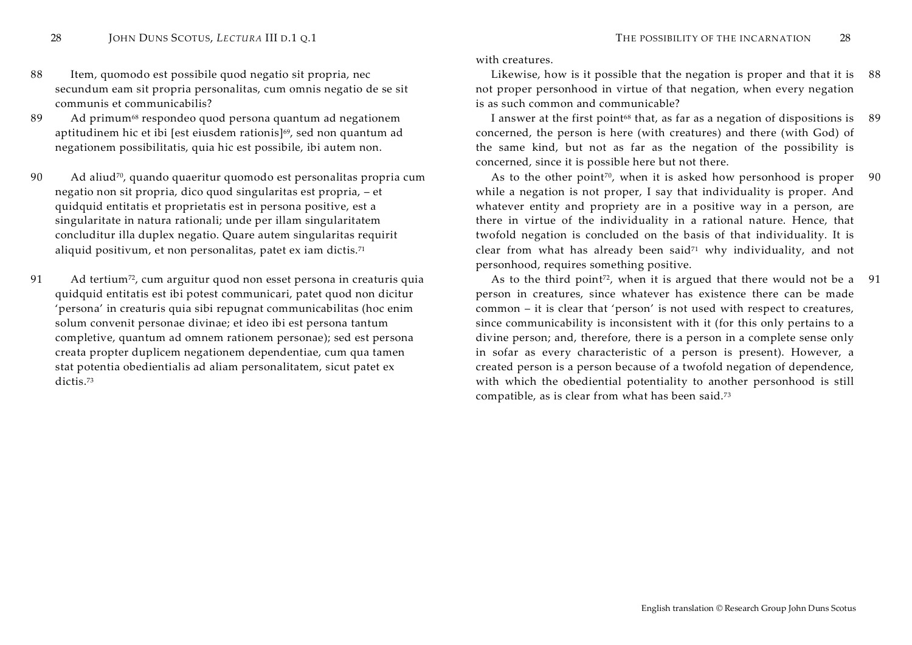88 Item, quomodo est possibile quod negatio sit propria, nec secundum eam sit propria personalitas, cum omnis negatio de se sit communis et communicabilis?

89 Ad primum[68] respondeo quod persona quantum ad negationem aptitudinem hic et ibi [est eiusdem rationis][69], sed non quantum ad negationem possibilitatis, quia hic est possibile, ibi autem non.

90 Ad aliud[70], quando quaeritur quomodo est personalitas propria cum negatio non sit propria, dico quod singularitas est propria, – et quidquid entitatis et proprietatis est in persona positive, est a singularitate in natura rationali; unde per illam singularitatem concluditur illa duplex negatio. Quare autem singularitas requirit aliquid positivum, et non personalitas, patet ex iam dictis.[71]

91 Ad tertium[72], cum arguitur quod non esset persona in creaturis quia quidquid entitatis est ibi potest communicari, patet quod non dicitur 'persona' in creaturis quia sibi repugnat communicabilitas (hoc enim solum convenit personae divinae; et ideo ibi est persona tantum completive, quantum ad omnem rationem personae); sed est persona creata propter duplicem negationem dependentiae, cum qua tamen stat potentia obedientialis ad aliam personalitatem, sicut patet ex dictis.[73]

with creatures.

88 Likewise, how is it possible that the negation is proper and that it is not proper personhood in virtue of that negation, when every negation is as such common and communicable?

89 I answer at the first point[68] that, as far as a negation of dispositions is concerned, the person is here (with creatures) and there (with God) of the same kind, but not as far as the negation of the possibility is concerned, since it is possible here but not there.

90 As to the other point[70], when it is asked how personhood is proper while a negation is not proper, I say that individuality is proper. And whatever entity and propriety are in a positive way in a person, are there in virtue of the individuality in a rational nature. Hence, that twofold negation is concluded on the basis of that individuality. It is clear from what has already been said[71] why individuality, and not personhood, requires something positive.

91 As to the third point[72], when it is argued that there would not be a person in creatures, since whatever has existence there can be made common – it is clear that 'person' is not used with respect to creatures, since communicability is inconsistent with it (for this only pertains to a divine person; and, therefore, there is a person in a complete sense only in sofar as every characteristic of a person is present). However, a created person is a person because of a twofold negation of dependence, with which the obediential potentiality to another personhood is still compatible, as is clear from what has been said.[73]

English translation © Research Group John Duns Scotus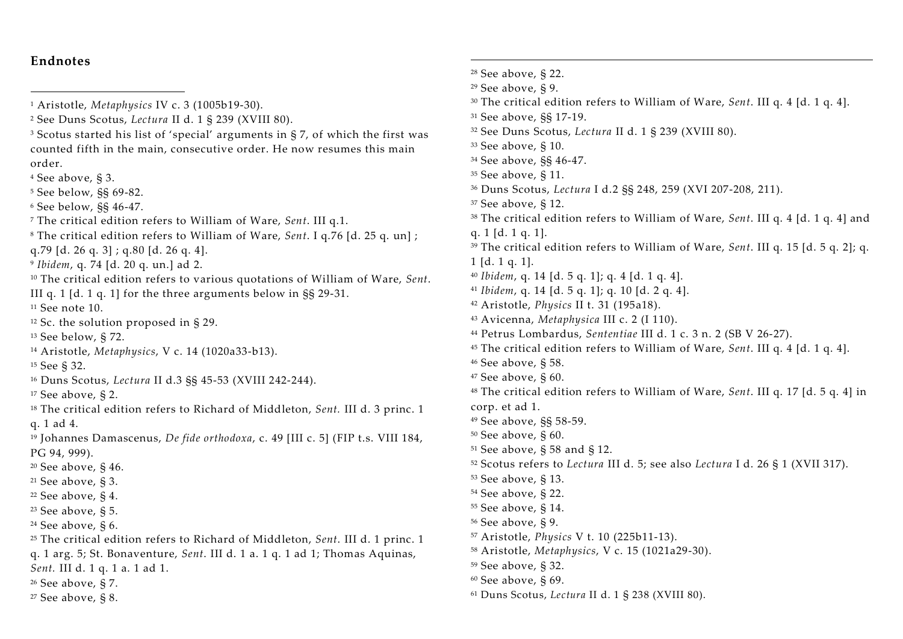## Endnotes

[1] Aristotle, *Metaphysics* IV c. 3 (1005b19-30).
[2] See Duns Scotus, *Lectura* II d. 1 § 239 (XVIII 80).
[3] Scotus started his list of 'special' arguments in § 7, of which the first was counted fifth in the main, consecutive order. He now resumes this main order.
[4] See above, § 3.
[5] See below, §§ 69-82.
[6] See below, §§ 46-47.
[7] The critical edition refers to William of Ware, *Sent*. III q.1.
[8] The critical edition refers to William of Ware, *Sent*. I q.76 [d. 25 q. un] ; q.79 [d. 26 q. 3] ; q.80 [d. 26 q. 4].
[9] *Ibidem*, q. 74 [d. 20 q. un.] ad 2.
[10] The critical edition refers to various quotations of William of Ware, *Sent*. III q. 1 [d. 1 q. 1] for the three arguments below in §§ 29-31.
[11] See note 10.
[12] Sc. the solution proposed in § 29.
[13] See below, § 72.
[14] Aristotle, *Metaphysics*, V c. 14 (1020a33-b13).
[15] See § 32.
[16] Duns Scotus, *Lectura* II d.3 §§ 45-53 (XVIII 242-244).
[17] See above, § 2.
[18] The critical edition refers to Richard of Middleton, *Sent.* III d. 3 princ. 1 q. 1 ad 4.
[19] Johannes Damascenus, *De fide orthodoxa*, c. 49 [III c. 5] (FIP t.s. VIII 184, PG 94, 999).
[20] See above, § 46.
[21] See above, § 3.
[22] See above, § 4.
[23] See above, § 5.
[24] See above, § 6.
[25] The critical edition refers to Richard of Middleton, *Sent*. III d. 1 princ. 1 q. 1 arg. 5; St. Bonaventure, *Sent*. III d. 1 a. 1 q. 1 ad 1; Thomas Aquinas, *Sent.* III d. 1 q. 1 a. 1 ad 1.
[26] See above, § 7.
[27] See above, § 8.
[28] See above, § 22.
[29] See above, § 9.
[30] The critical edition refers to William of Ware, *Sent*. III q. 4 [d. 1 q. 4].
[31] See above, §§ 17-19.
[32] See Duns Scotus, *Lectura* II d. 1 § 239 (XVIII 80).
[33] See above, § 10.
[34] See above, §§ 46-47.
[35] See above, § 11.
[36] Duns Scotus, *Lectura* I d.2 §§ 248, 259 (XVI 207-208, 211).
[37] See above, § 12.
[38] The critical edition refers to William of Ware, *Sent*. III q. 4 [d. 1 q. 4] and q. 1 [d. 1 q. 1].
[39] The critical edition refers to William of Ware, *Sent*. III q. 15 [d. 5 q. 2]; q. 1 [d. 1 q. 1].
[40] *Ibidem*, q. 14 [d. 5 q. 1]; q. 4 [d. 1 q. 4].
[41] *Ibidem*, q. 14 [d. 5 q. 1]; q. 10 [d. 2 q. 4].
[42] Aristotle, *Physics* II t. 31 (195a18).
[43] Avicenna, *Metaphysica* III c. 2 (I 110).
[44] Petrus Lombardus, *Sententiae* III d. 1 c. 3 n. 2 (SB V 26-27).
[45] The critical edition refers to William of Ware, *Sent*. III q. 4 [d. 1 q. 4].
[46] See above, § 58.
[47] See above, § 60.
[48] The critical edition refers to William of Ware, *Sent*. III q. 17 [d. 5 q. 4] in corp. et ad 1.
[49] See above, §§ 58-59.
[50] See above, § 60.
[51] See above, § 58 and § 12.
[52] Scotus refers to *Lectura* III d. 5; see also *Lectura* I d. 26 § 1 (XVII 317).
[53] See above, § 13.
[54] See above, § 22.
[55] See above, § 14.
[56] See above, § 9.
[57] Aristotle, *Physics* V t. 10 (225b11-13).
[58] Aristotle, *Metaphysics*, V c. 15 (1021a29-30).
[59] See above, § 32.
[60] See above, § 69.
[61] Duns Scotus, *Lectura* II d. 1 § 238 (XVIII 80).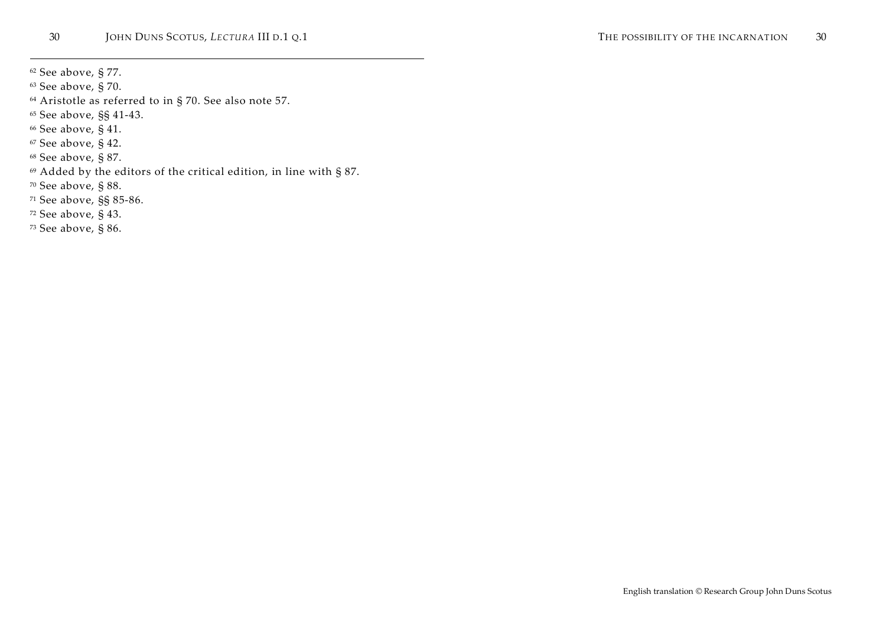[62] See above, § 77.
[63] See above, § 70.
[64] Aristotle as referred to in § 70. See also note 57.
[65] See above, §§ 41-43.
[66] See above, § 41.
[67] See above, § 42.
[68] See above, § 87.
[69] Added by the editors of the critical edition, in line with § 87.
[70] See above, § 88.
[71] See above, §§ 85-86.
[72] See above, § 43.
[73] See above, § 86.

English translation © Research Group John Duns Scotus